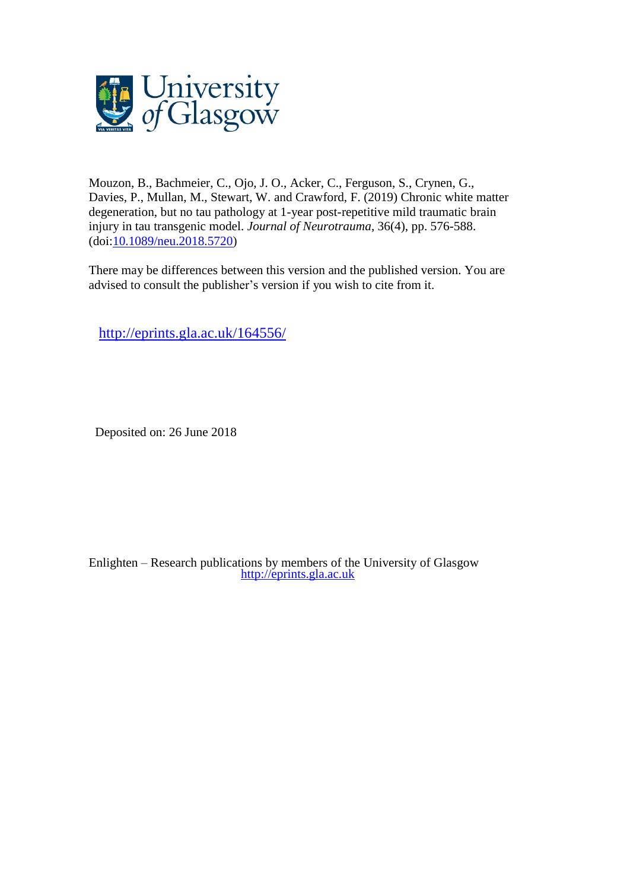University of Glasgow

Mouzon, B., Bachmeier, C., Ojo, J. O., Acker, C., Ferguson, S., Crynen, G., Davies, P., Mullan, M., Stewart, W. and Crawford, F. (2019) Chronic white matter degeneration, but no tau pathology at 1-year post-repetitive mild traumatic brain injury in tau transgenic model. *Journal of Neurotrauma*, 36(4), pp. 576-588. (doi:10.1089/neu.2018.5720)

There may be differences between this version and the published version. You are advised to consult the publisher's version if you wish to cite from it.

http://eprints.gla.ac.uk/164556/

Deposited on: 26 June 2018

Enlighten – Research publications by members of the University of Glasgow
http://eprints.gla.ac.uk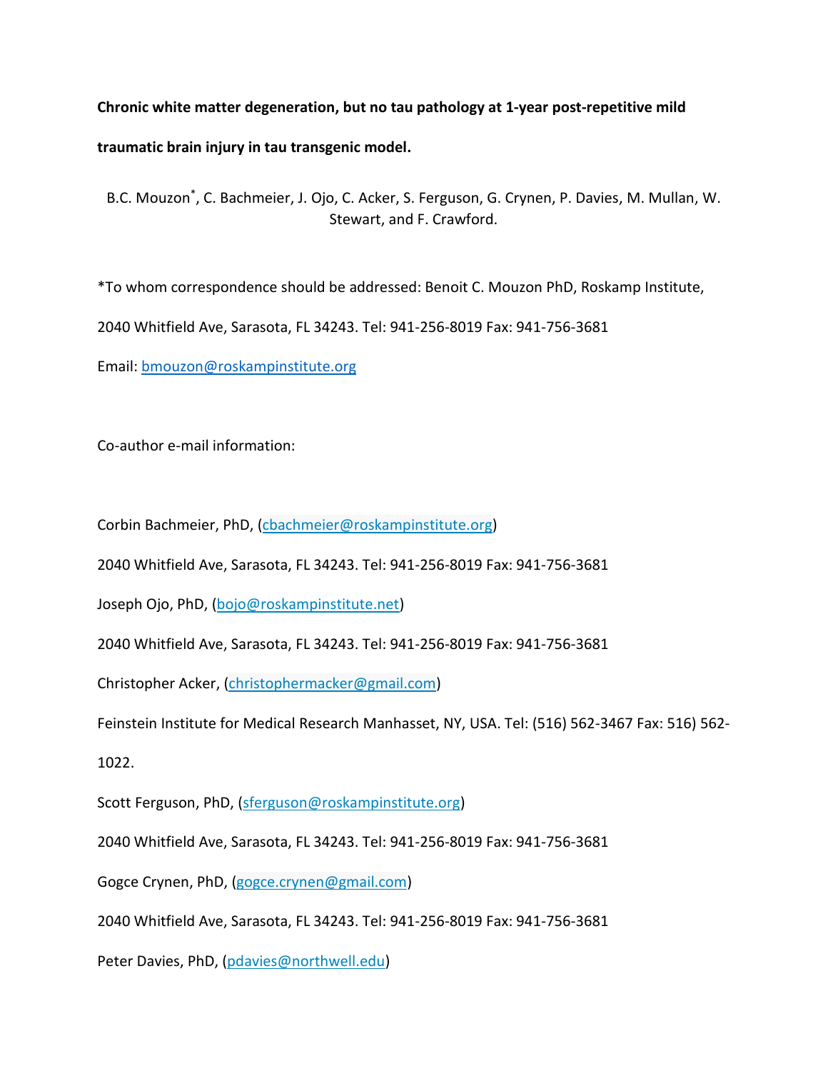**Chronic white matter degeneration, but no tau pathology at 1-year post-repetitive mild traumatic brain injury in tau transgenic model.**

B.C. Mouzon*, C. Bachmeier, J. Ojo, C. Acker, S. Ferguson, G. Crynen, P. Davies, M. Mullan, W. Stewart, and F. Crawford.

*To whom correspondence should be addressed: Benoit C. Mouzon PhD, Roskamp Institute, 2040 Whitfield Ave, Sarasota, FL 34243. Tel: 941-256-8019 Fax: 941-756-3681

Email: bmouzon@roskampinstitute.org

Co-author e-mail information:

Corbin Bachmeier, PhD, (cbachmeier@roskampinstitute.org)

2040 Whitfield Ave, Sarasota, FL 34243. Tel: 941-256-8019 Fax: 941-756-3681

Joseph Ojo, PhD, (bojo@roskampinstitute.net)

2040 Whitfield Ave, Sarasota, FL 34243. Tel: 941-256-8019 Fax: 941-756-3681

Christopher Acker, (christophermacker@gmail.com)

Feinstein Institute for Medical Research Manhasset, NY, USA. Tel: (516) 562-3467 Fax: 516) 562-1022.

Scott Ferguson, PhD, (sferguson@roskampinstitute.org)

2040 Whitfield Ave, Sarasota, FL 34243. Tel: 941-256-8019 Fax: 941-756-3681

Gogce Crynen, PhD, (gogce.crynen@gmail.com)

2040 Whitfield Ave, Sarasota, FL 34243. Tel: 941-256-8019 Fax: 941-756-3681

Peter Davies, PhD, (pdavies@northwell.edu)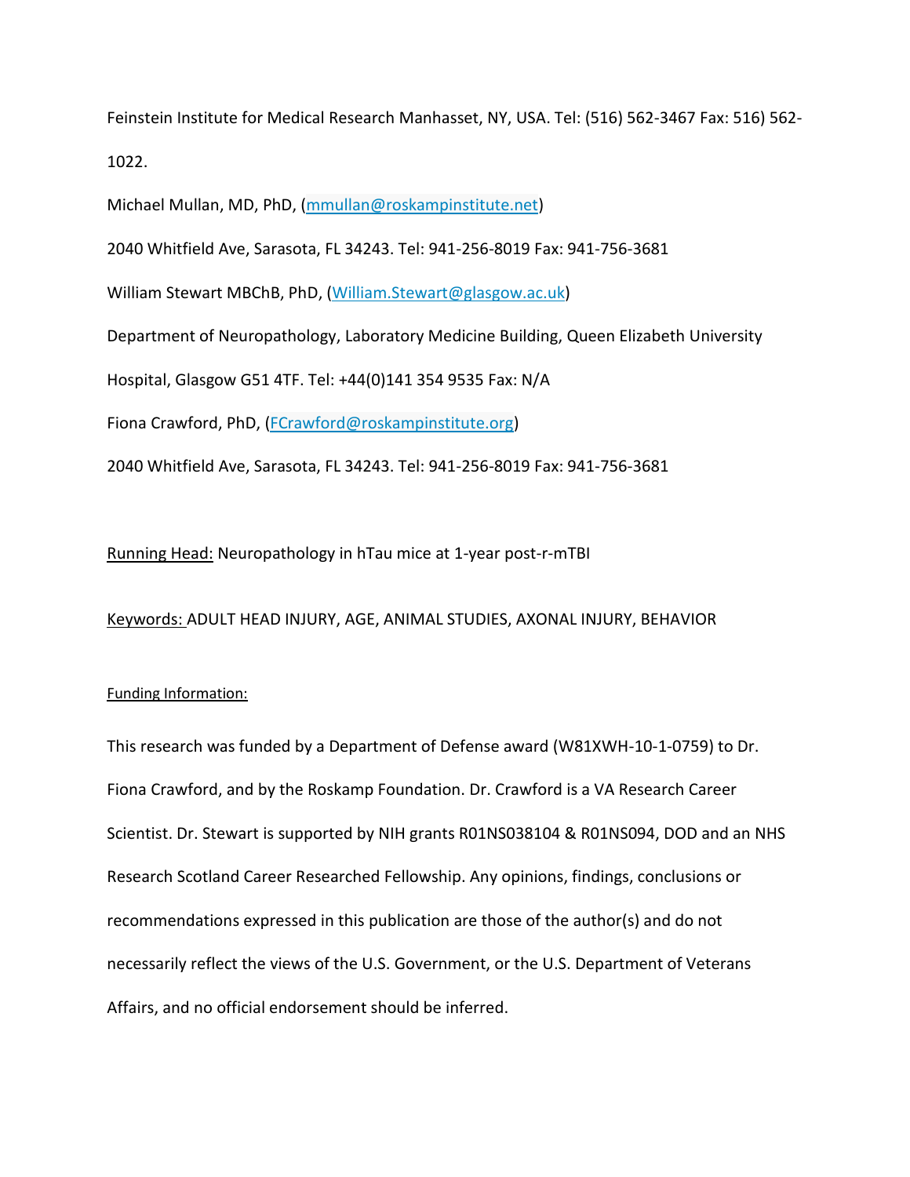Feinstein Institute for Medical Research Manhasset, NY, USA. Tel: (516) 562-3467 Fax: 516) 562-1022.

Michael Mullan, MD, PhD, (mmullan@roskampinstitute.net)

2040 Whitfield Ave, Sarasota, FL 34243. Tel: 941-256-8019 Fax: 941-756-3681

William Stewart MBChB, PhD, (William.Stewart@glasgow.ac.uk)

Department of Neuropathology, Laboratory Medicine Building, Queen Elizabeth University Hospital, Glasgow G51 4TF. Tel: +44(0)141 354 9535 Fax: N/A

Fiona Crawford, PhD, (FCrawford@roskampinstitute.org)

2040 Whitfield Ave, Sarasota, FL 34243. Tel: 941-256-8019 Fax: 941-756-3681

Running Head: Neuropathology in hTau mice at 1-year post-r-mTBI

Keywords: ADULT HEAD INJURY, AGE, ANIMAL STUDIES, AXONAL INJURY, BEHAVIOR

Funding Information:

This research was funded by a Department of Defense award (W81XWH-10-1-0759) to Dr. Fiona Crawford, and by the Roskamp Foundation. Dr. Crawford is a VA Research Career Scientist. Dr. Stewart is supported by NIH grants R01NS038104 & R01NS094, DOD and an NHS Research Scotland Career Researched Fellowship. Any opinions, findings, conclusions or recommendations expressed in this publication are those of the author(s) and do not necessarily reflect the views of the U.S. Government, or the U.S. Department of Veterans Affairs, and no official endorsement should be inferred.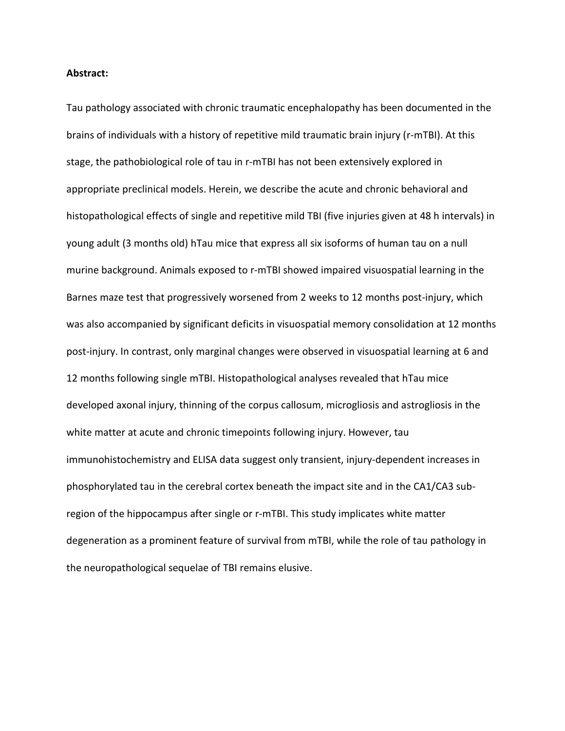**Abstract:**

Tau pathology associated with chronic traumatic encephalopathy has been documented in the brains of individuals with a history of repetitive mild traumatic brain injury (r-mTBI). At this stage, the pathobiological role of tau in r-mTBI has not been extensively explored in appropriate preclinical models. Herein, we describe the acute and chronic behavioral and histopathological effects of single and repetitive mild TBI (five injuries given at 48 h intervals) in young adult (3 months old) hTau mice that express all six isoforms of human tau on a null murine background. Animals exposed to r-mTBI showed impaired visuospatial learning in the Barnes maze test that progressively worsened from 2 weeks to 12 months post-injury, which was also accompanied by significant deficits in visuospatial memory consolidation at 12 months post-injury. In contrast, only marginal changes were observed in visuospatial learning at 6 and 12 months following single mTBI. Histopathological analyses revealed that hTau mice developed axonal injury, thinning of the corpus callosum, microgliosis and astrogliosis in the white matter at acute and chronic timepoints following injury. However, tau immunohistochemistry and ELISA data suggest only transient, injury-dependent increases in phosphorylated tau in the cerebral cortex beneath the impact site and in the CA1/CA3 sub-region of the hippocampus after single or r-mTBI. This study implicates white matter degeneration as a prominent feature of survival from mTBI, while the role of tau pathology in the neuropathological sequelae of TBI remains elusive.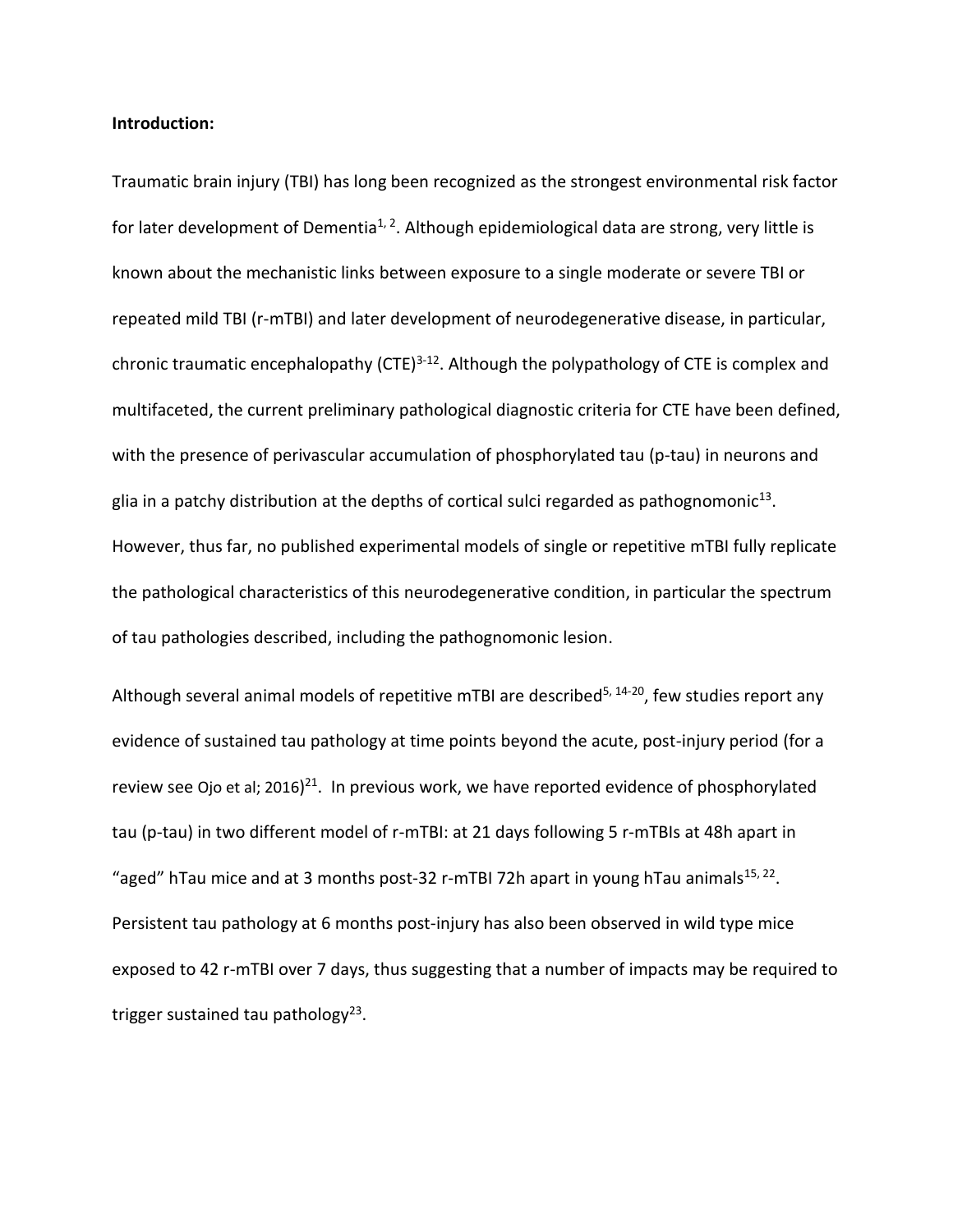**Introduction:**

Traumatic brain injury (TBI) has long been recognized as the strongest environmental risk factor for later development of Dementia[1, 2]. Although epidemiological data are strong, very little is known about the mechanistic links between exposure to a single moderate or severe TBI or repeated mild TBI (r-mTBI) and later development of neurodegenerative disease, in particular, chronic traumatic encephalopathy (CTE)[3-12]. Although the polypathology of CTE is complex and multifaceted, the current preliminary pathological diagnostic criteria for CTE have been defined, with the presence of perivascular accumulation of phosphorylated tau (p-tau) in neurons and glia in a patchy distribution at the depths of cortical sulci regarded as pathognomonic[13]. However, thus far, no published experimental models of single or repetitive mTBI fully replicate the pathological characteristics of this neurodegenerative condition, in particular the spectrum of tau pathologies described, including the pathognomonic lesion.

Although several animal models of repetitive mTBI are described[5, 14-20], few studies report any evidence of sustained tau pathology at time points beyond the acute, post-injury period (for a review see Ojo et al; 2016)[21]. In previous work, we have reported evidence of phosphorylated tau (p-tau) in two different model of r-mTBI: at 21 days following 5 r-mTBIs at 48h apart in "aged" hTau mice and at 3 months post-32 r-mTBI 72h apart in young hTau animals[15, 22]. Persistent tau pathology at 6 months post-injury has also been observed in wild type mice exposed to 42 r-mTBI over 7 days, thus suggesting that a number of impacts may be required to trigger sustained tau pathology[23].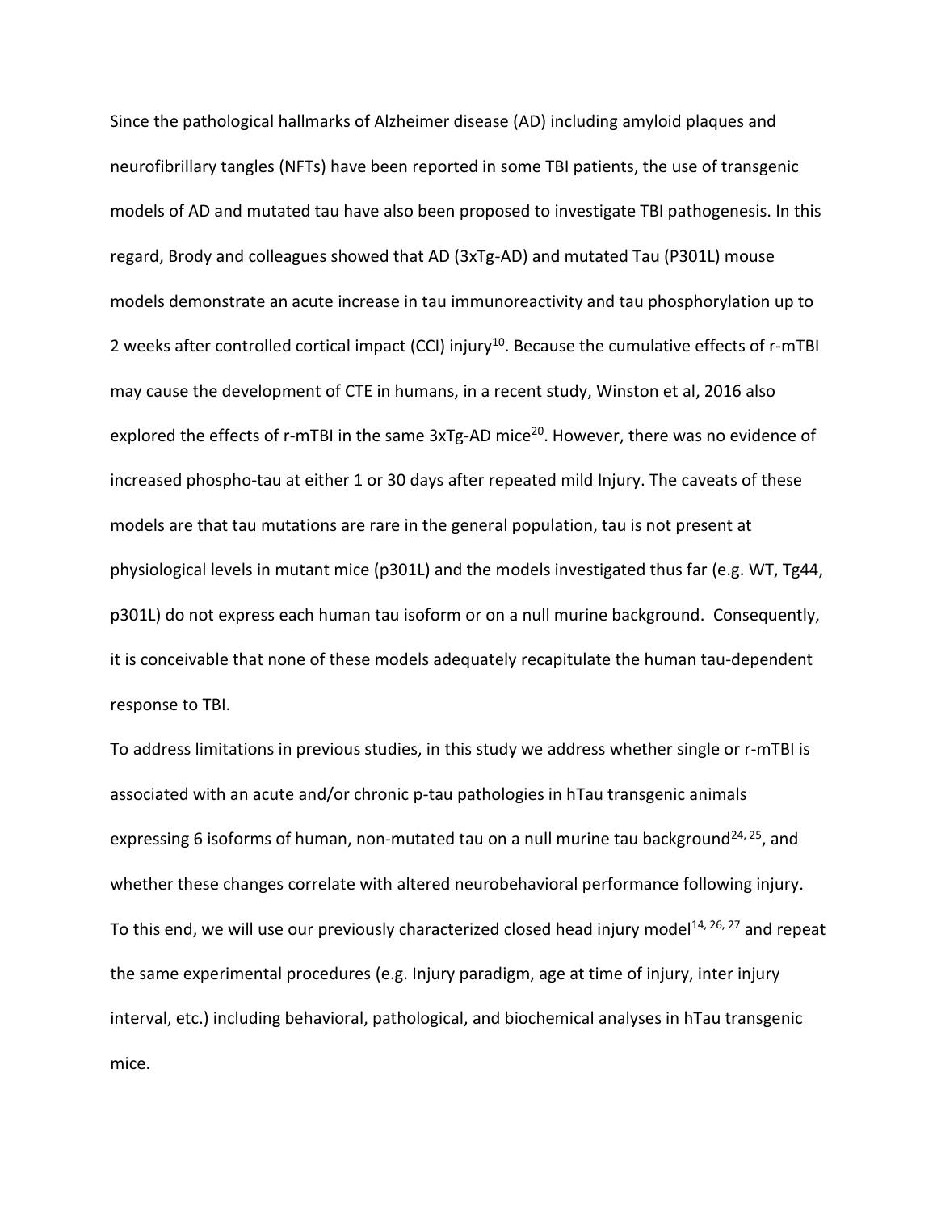Since the pathological hallmarks of Alzheimer disease (AD) including amyloid plaques and neurofibrillary tangles (NFTs) have been reported in some TBI patients, the use of transgenic models of AD and mutated tau have also been proposed to investigate TBI pathogenesis. In this regard, Brody and colleagues showed that AD (3xTg-AD) and mutated Tau (P301L) mouse models demonstrate an acute increase in tau immunoreactivity and tau phosphorylation up to 2 weeks after controlled cortical impact (CCI) injury[10]. Because the cumulative effects of r-mTBI may cause the development of CTE in humans, in a recent study, Winston et al, 2016 also explored the effects of r-mTBI in the same 3xTg-AD mice[20]. However, there was no evidence of increased phospho-tau at either 1 or 30 days after repeated mild Injury. The caveats of these models are that tau mutations are rare in the general population, tau is not present at physiological levels in mutant mice (p301L) and the models investigated thus far (e.g. WT, Tg44, p301L) do not express each human tau isoform or on a null murine background. Consequently, it is conceivable that none of these models adequately recapitulate the human tau-dependent response to TBI.

To address limitations in previous studies, in this study we address whether single or r-mTBI is associated with an acute and/or chronic p-tau pathologies in hTau transgenic animals expressing 6 isoforms of human, non-mutated tau on a null murine tau background[24, 25], and whether these changes correlate with altered neurobehavioral performance following injury. To this end, we will use our previously characterized closed head injury model[14, 26, 27] and repeat the same experimental procedures (e.g. Injury paradigm, age at time of injury, inter injury interval, etc.) including behavioral, pathological, and biochemical analyses in hTau transgenic mice.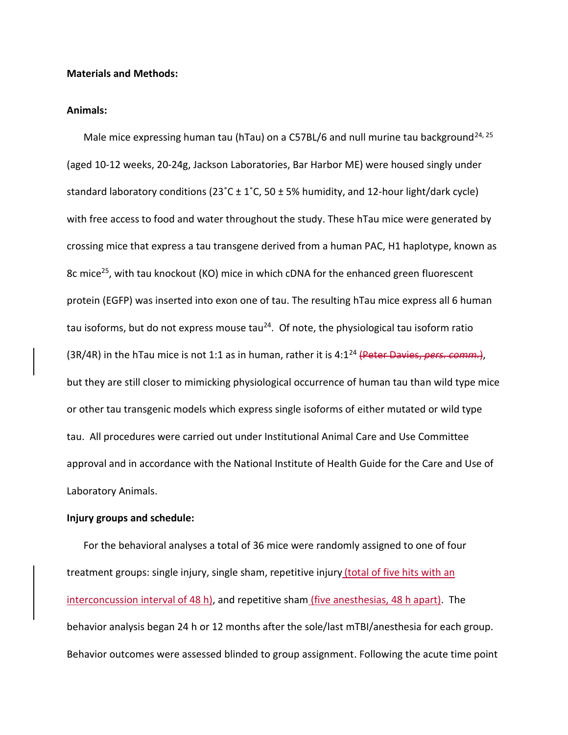**Materials and Methods:**

**Animals:**

Male mice expressing human tau (hTau) on a C57BL/6 and null murine tau background[24, 25] (aged 10-12 weeks, 20-24g, Jackson Laboratories, Bar Harbor ME) were housed singly under standard laboratory conditions (23˚C ± 1˚C, 50 ± 5% humidity, and 12-hour light/dark cycle) with free access to food and water throughout the study. These hTau mice were generated by crossing mice that express a tau transgene derived from a human PAC, H1 haplotype, known as 8c mice[25], with tau knockout (KO) mice in which cDNA for the enhanced green fluorescent protein (EGFP) was inserted into exon one of tau. The resulting hTau mice express all 6 human tau isoforms, but do not express mouse tau[24]. Of note, the physiological tau isoform ratio (3R/4R) in the hTau mice is not 1:1 as in human, rather it is 4:1[24] ~~(Peter Davies, *pers. comm.*)~~, but they are still closer to mimicking physiological occurrence of human tau than wild type mice or other tau transgenic models which express single isoforms of either mutated or wild type tau. All procedures were carried out under Institutional Animal Care and Use Committee approval and in accordance with the National Institute of Health Guide for the Care and Use of Laboratory Animals.

**Injury groups and schedule:**

For the behavioral analyses a total of 36 mice were randomly assigned to one of four treatment groups: single injury, single sham, repetitive injury (total of five hits with an interconcussion interval of 48 h), and repetitive sham (five anesthesias, 48 h apart). The behavior analysis began 24 h or 12 months after the sole/last mTBI/anesthesia for each group. Behavior outcomes were assessed blinded to group assignment. Following the acute time point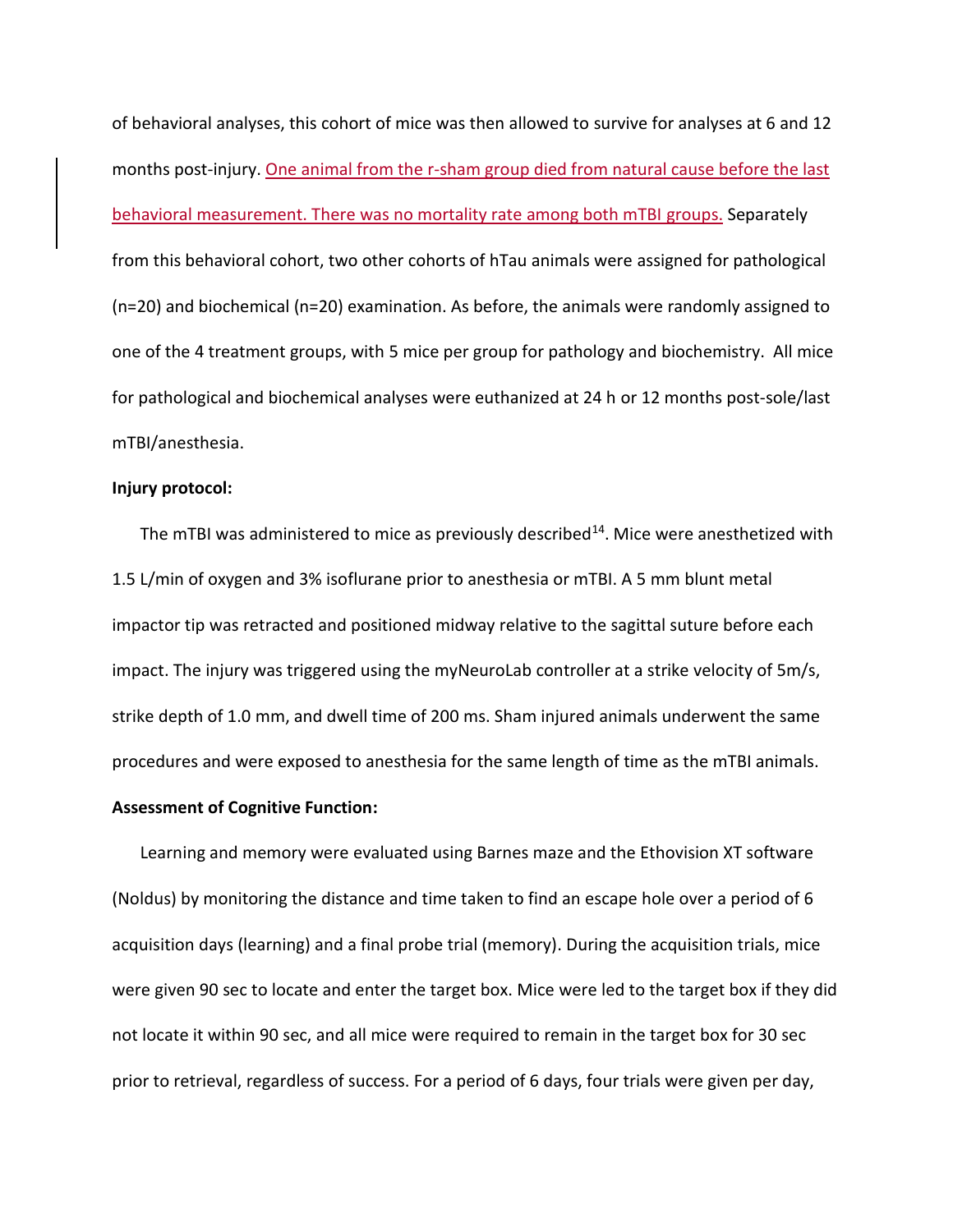of behavioral analyses, this cohort of mice was then allowed to survive for analyses at 6 and 12 months post-injury. One animal from the r-sham group died from natural cause before the last behavioral measurement. There was no mortality rate among both mTBI groups. Separately from this behavioral cohort, two other cohorts of hTau animals were assigned for pathological (n=20) and biochemical (n=20) examination. As before, the animals were randomly assigned to one of the 4 treatment groups, with 5 mice per group for pathology and biochemistry. All mice for pathological and biochemical analyses were euthanized at 24 h or 12 months post-sole/last mTBI/anesthesia.

**Injury protocol:**

The mTBI was administered to mice as previously described[14]. Mice were anesthetized with 1.5 L/min of oxygen and 3% isoflurane prior to anesthesia or mTBI. A 5 mm blunt metal impactor tip was retracted and positioned midway relative to the sagittal suture before each impact. The injury was triggered using the myNeuroLab controller at a strike velocity of 5m/s, strike depth of 1.0 mm, and dwell time of 200 ms. Sham injured animals underwent the same procedures and were exposed to anesthesia for the same length of time as the mTBI animals.

**Assessment of Cognitive Function:**

Learning and memory were evaluated using Barnes maze and the Ethovision XT software (Noldus) by monitoring the distance and time taken to find an escape hole over a period of 6 acquisition days (learning) and a final probe trial (memory). During the acquisition trials, mice were given 90 sec to locate and enter the target box. Mice were led to the target box if they did not locate it within 90 sec, and all mice were required to remain in the target box for 30 sec prior to retrieval, regardless of success. For a period of 6 days, four trials were given per day,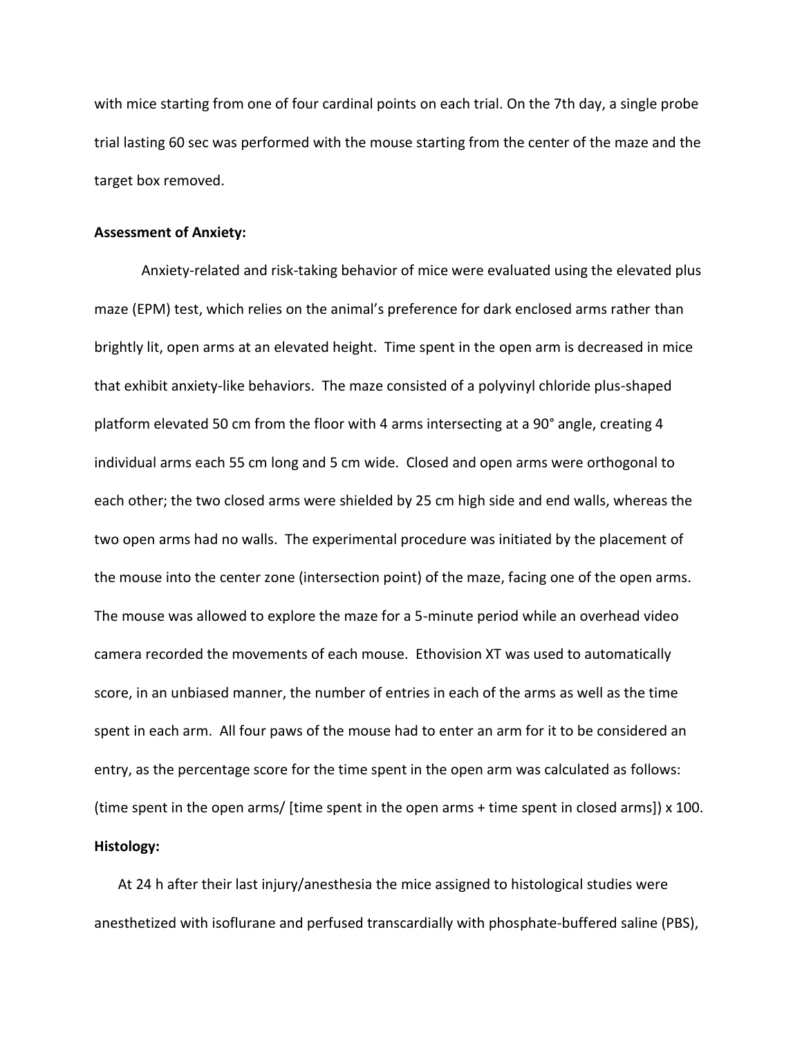with mice starting from one of four cardinal points on each trial. On the 7th day, a single probe trial lasting 60 sec was performed with the mouse starting from the center of the maze and the target box removed.

**Assessment of Anxiety:**

Anxiety-related and risk-taking behavior of mice were evaluated using the elevated plus maze (EPM) test, which relies on the animal's preference for dark enclosed arms rather than brightly lit, open arms at an elevated height. Time spent in the open arm is decreased in mice that exhibit anxiety-like behaviors. The maze consisted of a polyvinyl chloride plus-shaped platform elevated 50 cm from the floor with 4 arms intersecting at a 90° angle, creating 4 individual arms each 55 cm long and 5 cm wide. Closed and open arms were orthogonal to each other; the two closed arms were shielded by 25 cm high side and end walls, whereas the two open arms had no walls. The experimental procedure was initiated by the placement of the mouse into the center zone (intersection point) of the maze, facing one of the open arms. The mouse was allowed to explore the maze for a 5-minute period while an overhead video camera recorded the movements of each mouse. Ethovision XT was used to automatically score, in an unbiased manner, the number of entries in each of the arms as well as the time spent in each arm. All four paws of the mouse had to enter an arm for it to be considered an entry, as the percentage score for the time spent in the open arm was calculated as follows: (time spent in the open arms/ [time spent in the open arms + time spent in closed arms]) x 100.

**Histology:**

At 24 h after their last injury/anesthesia the mice assigned to histological studies were anesthetized with isoflurane and perfused transcardially with phosphate-buffered saline (PBS),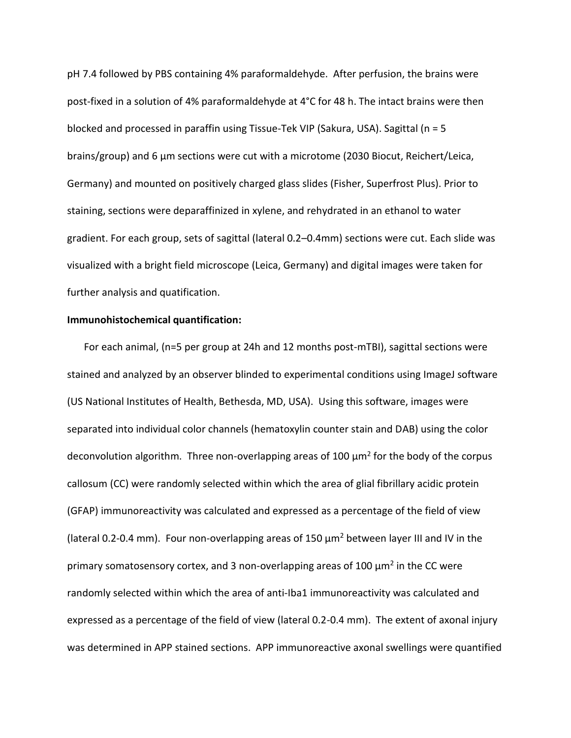pH 7.4 followed by PBS containing 4% paraformaldehyde. After perfusion, the brains were post-fixed in a solution of 4% paraformaldehyde at 4°C for 48 h. The intact brains were then blocked and processed in paraffin using Tissue-Tek VIP (Sakura, USA). Sagittal (n = 5 brains/group) and 6 µm sections were cut with a microtome (2030 Biocut, Reichert/Leica, Germany) and mounted on positively charged glass slides (Fisher, Superfrost Plus). Prior to staining, sections were deparaffinized in xylene, and rehydrated in an ethanol to water gradient. For each group, sets of sagittal (lateral 0.2–0.4mm) sections were cut. Each slide was visualized with a bright field microscope (Leica, Germany) and digital images were taken for further analysis and quatification.

**Immunohistochemical quantification:**

For each animal, (n=5 per group at 24h and 12 months post-mTBI), sagittal sections were stained and analyzed by an observer blinded to experimental conditions using ImageJ software (US National Institutes of Health, Bethesda, MD, USA). Using this software, images were separated into individual color channels (hematoxylin counter stain and DAB) using the color deconvolution algorithm. Three non-overlapping areas of 100 $\mu m^2$ for the body of the corpus callosum (CC) were randomly selected within which the area of glial fibrillary acidic protein (GFAP) immunoreactivity was calculated and expressed as a percentage of the field of view (lateral 0.2-0.4 mm). Four non-overlapping areas of 150 $\mu m^2$ between layer III and IV in the primary somatosensory cortex, and 3 non-overlapping areas of 100 $\mu m^2$ in the CC were randomly selected within which the area of anti-Iba1 immunoreactivity was calculated and expressed as a percentage of the field of view (lateral 0.2-0.4 mm). The extent of axonal injury was determined in APP stained sections. APP immunoreactive axonal swellings were quantified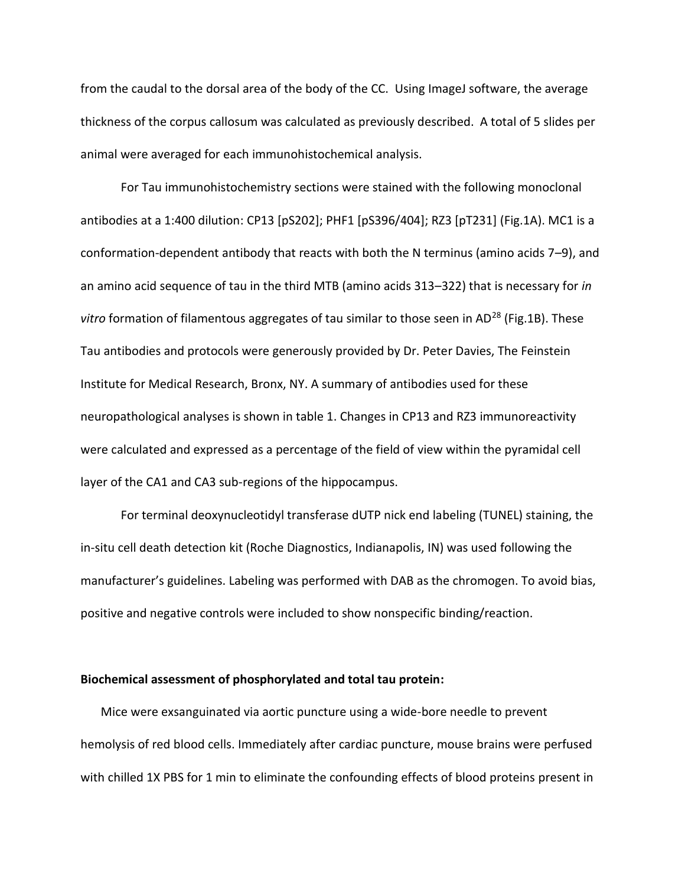from the caudal to the dorsal area of the body of the CC. Using ImageJ software, the average thickness of the corpus callosum was calculated as previously described. A total of 5 slides per animal were averaged for each immunohistochemical analysis.

For Tau immunohistochemistry sections were stained with the following monoclonal antibodies at a 1:400 dilution: CP13 [pS202]; PHF1 [pS396/404]; RZ3 [pT231] (Fig.1A). MC1 is a conformation-dependent antibody that reacts with both the N terminus (amino acids 7–9), and an amino acid sequence of tau in the third MTB (amino acids 313–322) that is necessary for *in vitro* formation of filamentous aggregates of tau similar to those seen in AD[28] (Fig.1B). These Tau antibodies and protocols were generously provided by Dr. Peter Davies, The Feinstein Institute for Medical Research, Bronx, NY. A summary of antibodies used for these neuropathological analyses is shown in table 1. Changes in CP13 and RZ3 immunoreactivity were calculated and expressed as a percentage of the field of view within the pyramidal cell layer of the CA1 and CA3 sub-regions of the hippocampus.

For terminal deoxynucleotidyl transferase dUTP nick end labeling (TUNEL) staining, the in-situ cell death detection kit (Roche Diagnostics, Indianapolis, IN) was used following the manufacturer's guidelines. Labeling was performed with DAB as the chromogen. To avoid bias, positive and negative controls were included to show nonspecific binding/reaction.

**Biochemical assessment of phosphorylated and total tau protein:**

Mice were exsanguinated via aortic puncture using a wide-bore needle to prevent hemolysis of red blood cells. Immediately after cardiac puncture, mouse brains were perfused with chilled 1X PBS for 1 min to eliminate the confounding effects of blood proteins present in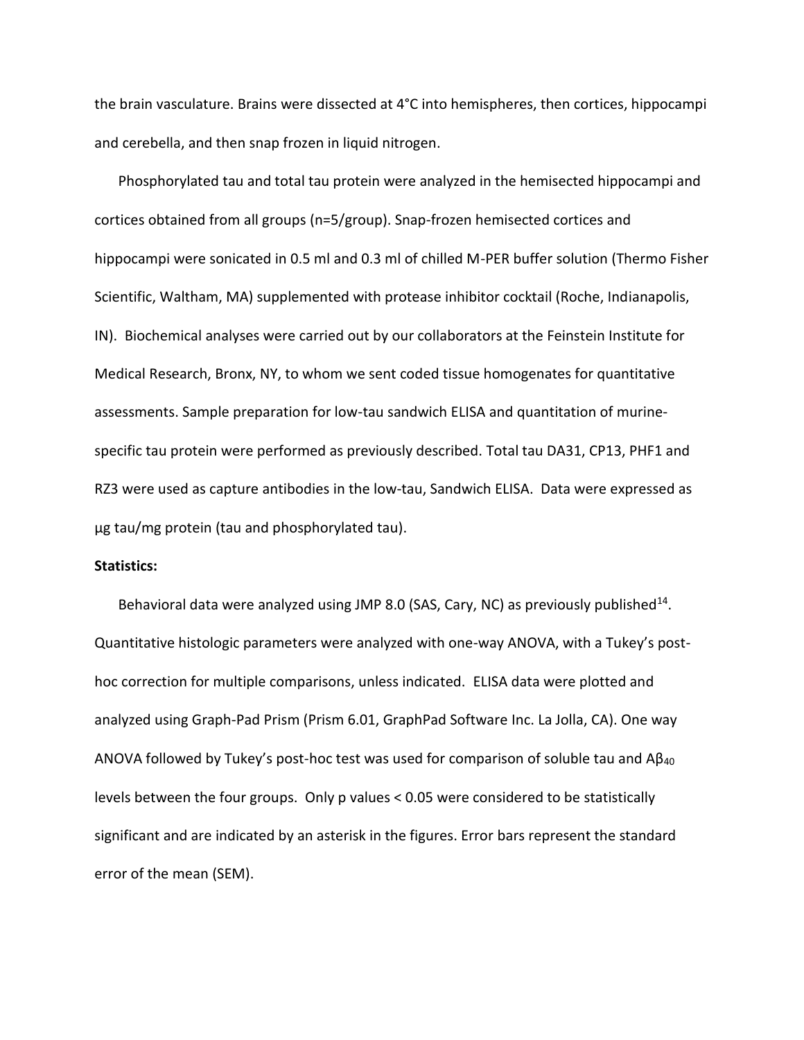the brain vasculature. Brains were dissected at 4°C into hemispheres, then cortices, hippocampi and cerebella, and then snap frozen in liquid nitrogen.

Phosphorylated tau and total tau protein were analyzed in the hemisected hippocampi and cortices obtained from all groups (n=5/group). Snap-frozen hemisected cortices and hippocampi were sonicated in 0.5 ml and 0.3 ml of chilled M-PER buffer solution (Thermo Fisher Scientific, Waltham, MA) supplemented with protease inhibitor cocktail (Roche, Indianapolis, IN). Biochemical analyses were carried out by our collaborators at the Feinstein Institute for Medical Research, Bronx, NY, to whom we sent coded tissue homogenates for quantitative assessments. Sample preparation for low-tau sandwich ELISA and quantitation of murine-specific tau protein were performed as previously described. Total tau DA31, CP13, PHF1 and RZ3 were used as capture antibodies in the low-tau, Sandwich ELISA. Data were expressed as µg tau/mg protein (tau and phosphorylated tau).

**Statistics:**

Behavioral data were analyzed using JMP 8.0 (SAS, Cary, NC) as previously published[14]. Quantitative histologic parameters were analyzed with one-way ANOVA, with a Tukey's post-hoc correction for multiple comparisons, unless indicated. ELISA data were plotted and analyzed using Graph-Pad Prism (Prism 6.01, GraphPad Software Inc. La Jolla, CA). One way ANOVA followed by Tukey's post-hoc test was used for comparison of soluble tau and $A\beta_{40}$ levels between the four groups. Only p values < 0.05 were considered to be statistically significant and are indicated by an asterisk in the figures. Error bars represent the standard error of the mean (SEM).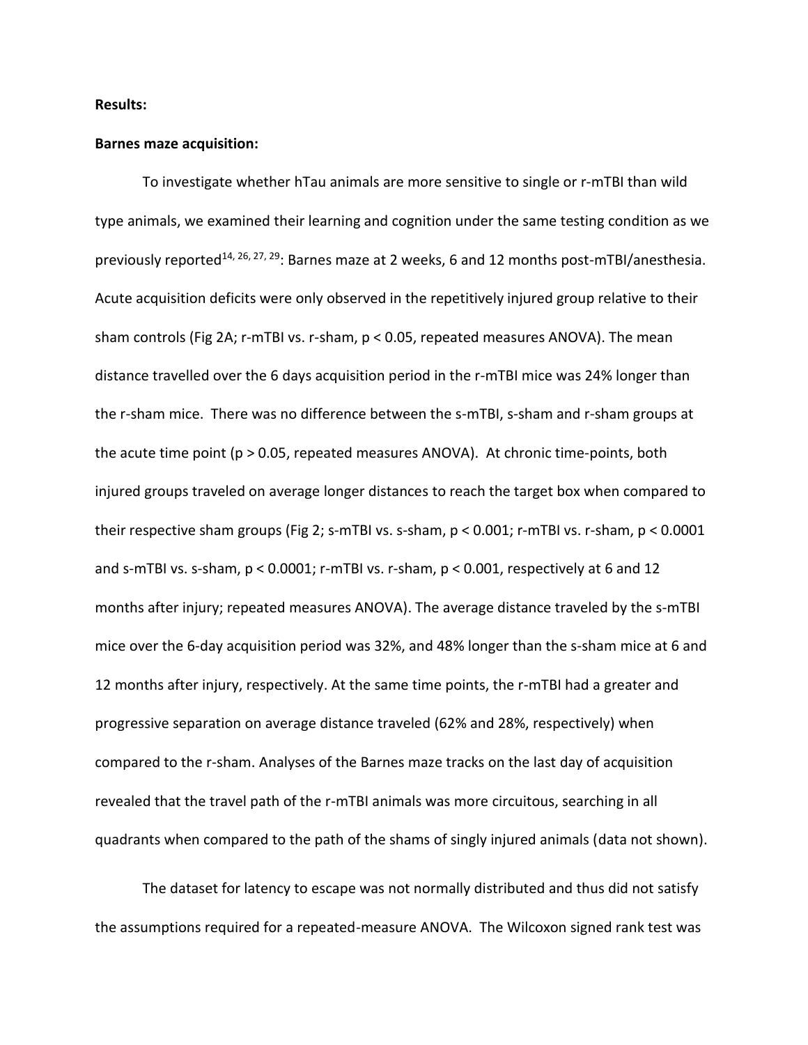**Results:**

**Barnes maze acquisition:**

To investigate whether hTau animals are more sensitive to single or r-mTBI than wild type animals, we examined their learning and cognition under the same testing condition as we previously reported[14, 26, 27, 29]: Barnes maze at 2 weeks, 6 and 12 months post-mTBI/anesthesia. Acute acquisition deficits were only observed in the repetitively injured group relative to their sham controls (Fig 2A; r-mTBI vs. r-sham, $p < 0.05$, repeated measures ANOVA). The mean distance travelled over the 6 days acquisition period in the r-mTBI mice was 24% longer than the r-sham mice. There was no difference between the s-mTBI, s-sham and r-sham groups at the acute time point ($p > 0.05$, repeated measures ANOVA). At chronic time-points, both injured groups traveled on average longer distances to reach the target box when compared to their respective sham groups (Fig 2; s-mTBI vs. s-sham, $p < 0.001$; r-mTBI vs. r-sham, $p < 0.0001$ and s-mTBI vs. s-sham, $p < 0.0001$; r-mTBI vs. r-sham, $p < 0.001$, respectively at 6 and 12 months after injury; repeated measures ANOVA). The average distance traveled by the s-mTBI mice over the 6-day acquisition period was 32%, and 48% longer than the s-sham mice at 6 and 12 months after injury, respectively. At the same time points, the r-mTBI had a greater and progressive separation on average distance traveled (62% and 28%, respectively) when compared to the r-sham. Analyses of the Barnes maze tracks on the last day of acquisition revealed that the travel path of the r-mTBI animals was more circuitous, searching in all quadrants when compared to the path of the shams of singly injured animals (data not shown).

The dataset for latency to escape was not normally distributed and thus did not satisfy the assumptions required for a repeated-measure ANOVA. The Wilcoxon signed rank test was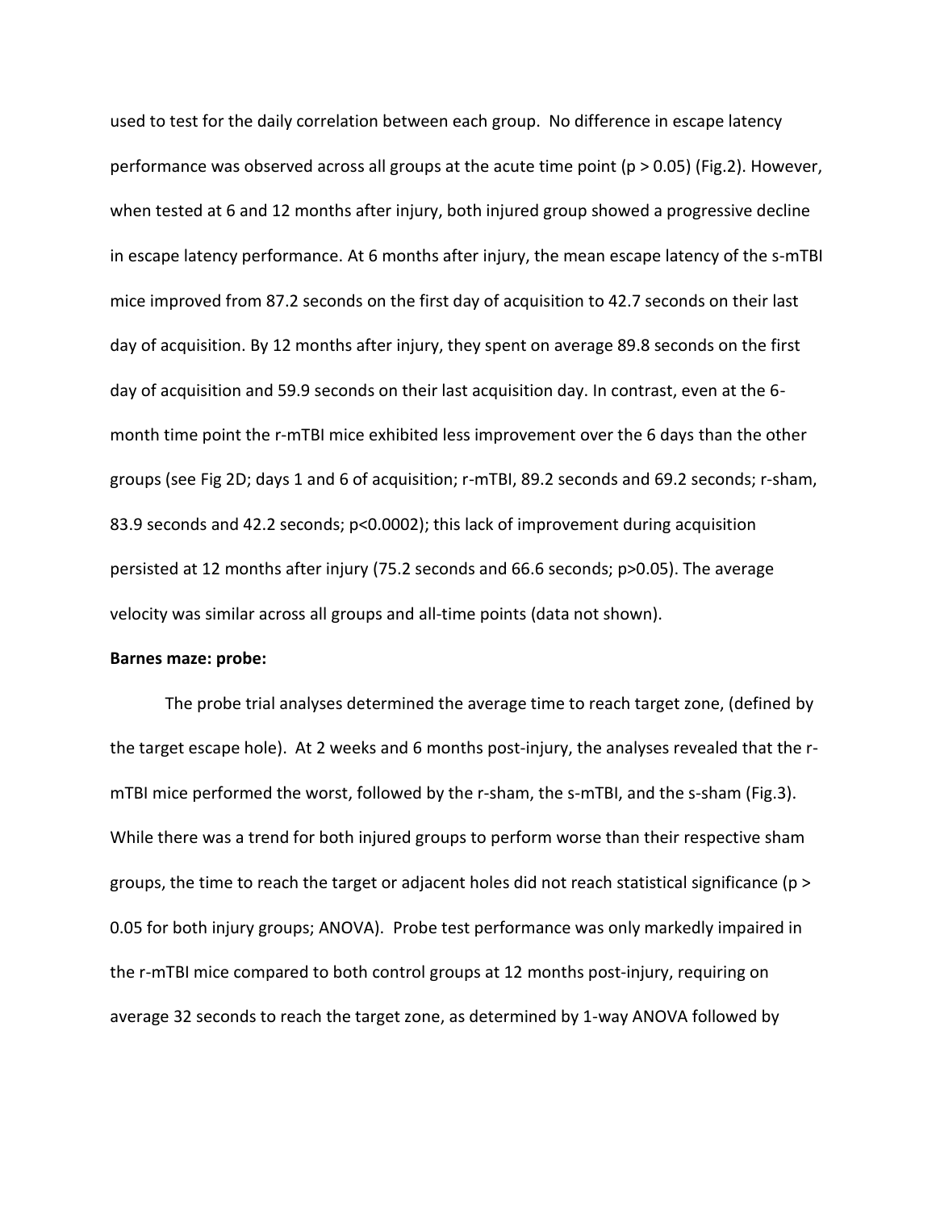used to test for the daily correlation between each group. No difference in escape latency performance was observed across all groups at the acute time point ($p > 0.05$) (Fig.2). However, when tested at 6 and 12 months after injury, both injured group showed a progressive decline in escape latency performance. At 6 months after injury, the mean escape latency of the s-mTBI mice improved from 87.2 seconds on the first day of acquisition to 42.7 seconds on their last day of acquisition. By 12 months after injury, they spent on average 89.8 seconds on the first day of acquisition and 59.9 seconds on their last acquisition day. In contrast, even at the 6-month time point the r-mTBI mice exhibited less improvement over the 6 days than the other groups (see Fig 2D; days 1 and 6 of acquisition; r-mTBI, 89.2 seconds and 69.2 seconds; r-sham, 83.9 seconds and 42.2 seconds; $p<0.0002$); this lack of improvement during acquisition persisted at 12 months after injury (75.2 seconds and 66.6 seconds; $p>0.05$). The average velocity was similar across all groups and all-time points (data not shown).

**Barnes maze: probe:**

The probe trial analyses determined the average time to reach target zone, (defined by the target escape hole). At 2 weeks and 6 months post-injury, the analyses revealed that the r-mTBI mice performed the worst, followed by the r-sham, the s-mTBI, and the s-sham (Fig.3). While there was a trend for both injured groups to perform worse than their respective sham groups, the time to reach the target or adjacent holes did not reach statistical significance ($p > 0.05$ for both injury groups; ANOVA). Probe test performance was only markedly impaired in the r-mTBI mice compared to both control groups at 12 months post-injury, requiring on average 32 seconds to reach the target zone, as determined by 1-way ANOVA followed by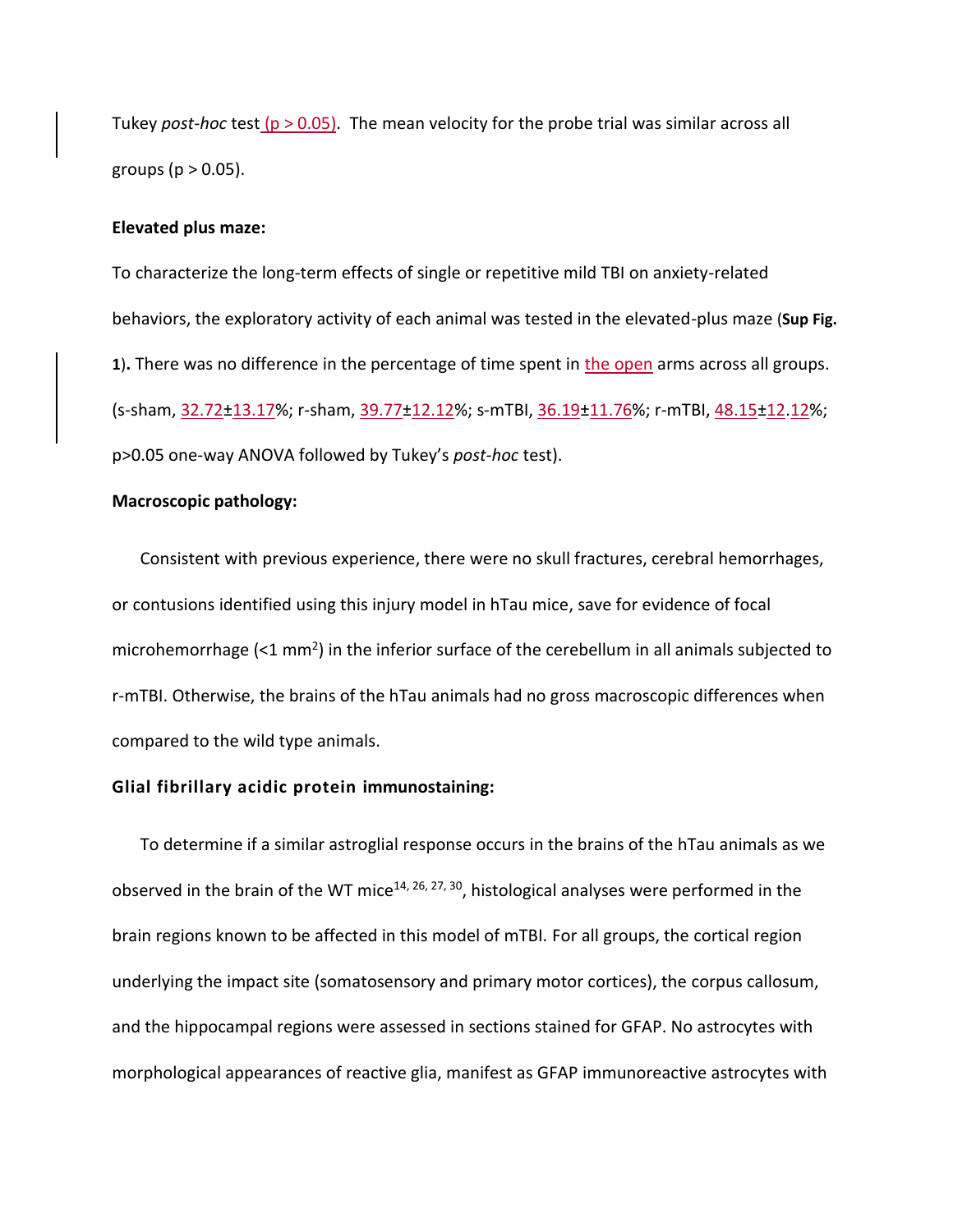Tukey *post-hoc* test ($p > 0.05$). The mean velocity for the probe trial was similar across all groups ($p > 0.05$).

**Elevated plus maze:**

To characterize the long-term effects of single or repetitive mild TBI on anxiety-related behaviors, the exploratory activity of each animal was tested in the elevated-plus maze (**Sup Fig. 1**). There was no difference in the percentage of time spent in the open arms across all groups. (s-sham, 32.72±13.17%; r-sham, 39.77±12.12%; s-mTBI, 36.19±11.76%; r-mTBI, 48.15±12.12%; $p>0.05$ one-way ANOVA followed by Tukey's *post-hoc* test).

**Macroscopic pathology:**

Consistent with previous experience, there were no skull fractures, cerebral hemorrhages, or contusions identified using this injury model in hTau mice, save for evidence of focal microhemorrhage (<1 $mm^2$) in the inferior surface of the cerebellum in all animals subjected to r-mTBI. Otherwise, the brains of the hTau animals had no gross macroscopic differences when compared to the wild type animals.

**Glial fibrillary acidic protein immunostaining:**

To determine if a similar astroglial response occurs in the brains of the hTau animals as we observed in the brain of the WT mice[14, 26, 27, 30], histological analyses were performed in the brain regions known to be affected in this model of mTBI. For all groups, the cortical region underlying the impact site (somatosensory and primary motor cortices), the corpus callosum, and the hippocampal regions were assessed in sections stained for GFAP. No astrocytes with morphological appearances of reactive glia, manifest as GFAP immunoreactive astrocytes with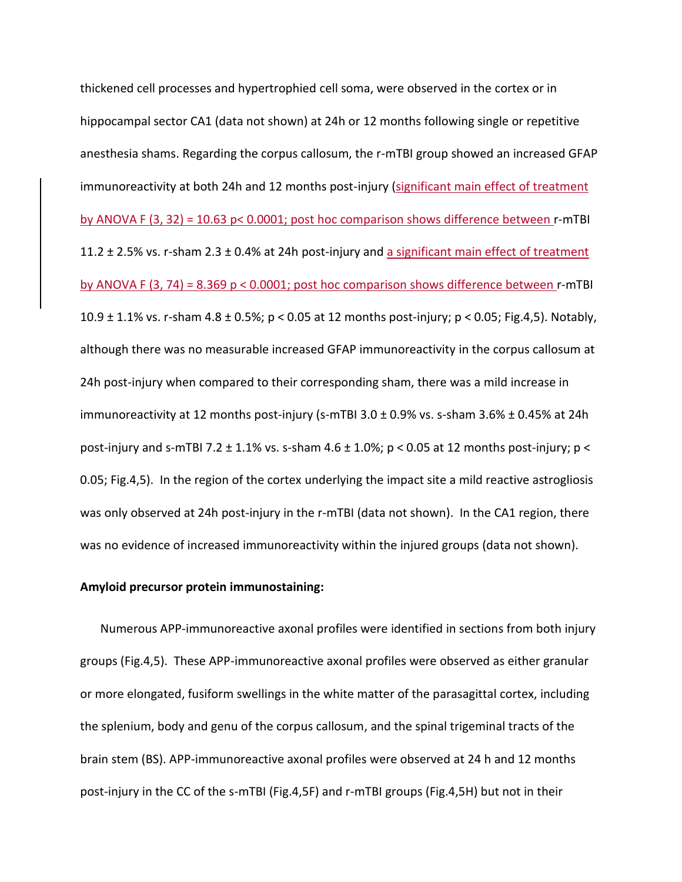thickened cell processes and hypertrophied cell soma, were observed in the cortex or in hippocampal sector CA1 (data not shown) at 24h or 12 months following single or repetitive anesthesia shams. Regarding the corpus callosum, the r-mTBI group showed an increased GFAP immunoreactivity at both 24h and 12 months post-injury (significant main effect of treatment by ANOVA $F(3, 32) = 10.63$ $p < 0.0001$; post hoc comparison shows difference between r-mTBI 11.2 ± 2.5% vs. r-sham 2.3 ± 0.4% at 24h post-injury and a significant main effect of treatment by ANOVA $F(3, 74) = 8.369$ $p < 0.0001$; post hoc comparison shows difference between r-mTBI 10.9 ± 1.1% vs. r-sham 4.8 ± 0.5%; $p < 0.05$ at 12 months post-injury; $p < 0.05$; Fig.4,5). Notably, although there was no measurable increased GFAP immunoreactivity in the corpus callosum at 24h post-injury when compared to their corresponding sham, there was a mild increase in immunoreactivity at 12 months post-injury (s-mTBI 3.0 ± 0.9% vs. s-sham 3.6% ± 0.45% at 24h post-injury and s-mTBI 7.2 ± 1.1% vs. s-sham 4.6 ± 1.0%; $p < 0.05$ at 12 months post-injury; $p < 0.05$; Fig.4,5). In the region of the cortex underlying the impact site a mild reactive astrogliosis was only observed at 24h post-injury in the r-mTBI (data not shown). In the CA1 region, there was no evidence of increased immunoreactivity within the injured groups (data not shown).

**Amyloid precursor protein immunostaining:**

Numerous APP-immunoreactive axonal profiles were identified in sections from both injury groups (Fig.4,5). These APP-immunoreactive axonal profiles were observed as either granular or more elongated, fusiform swellings in the white matter of the parasagittal cortex, including the splenium, body and genu of the corpus callosum, and the spinal trigeminal tracts of the brain stem (BS). APP-immunoreactive axonal profiles were observed at 24 h and 12 months post-injury in the CC of the s-mTBI (Fig.4,5F) and r-mTBI groups (Fig.4,5H) but not in their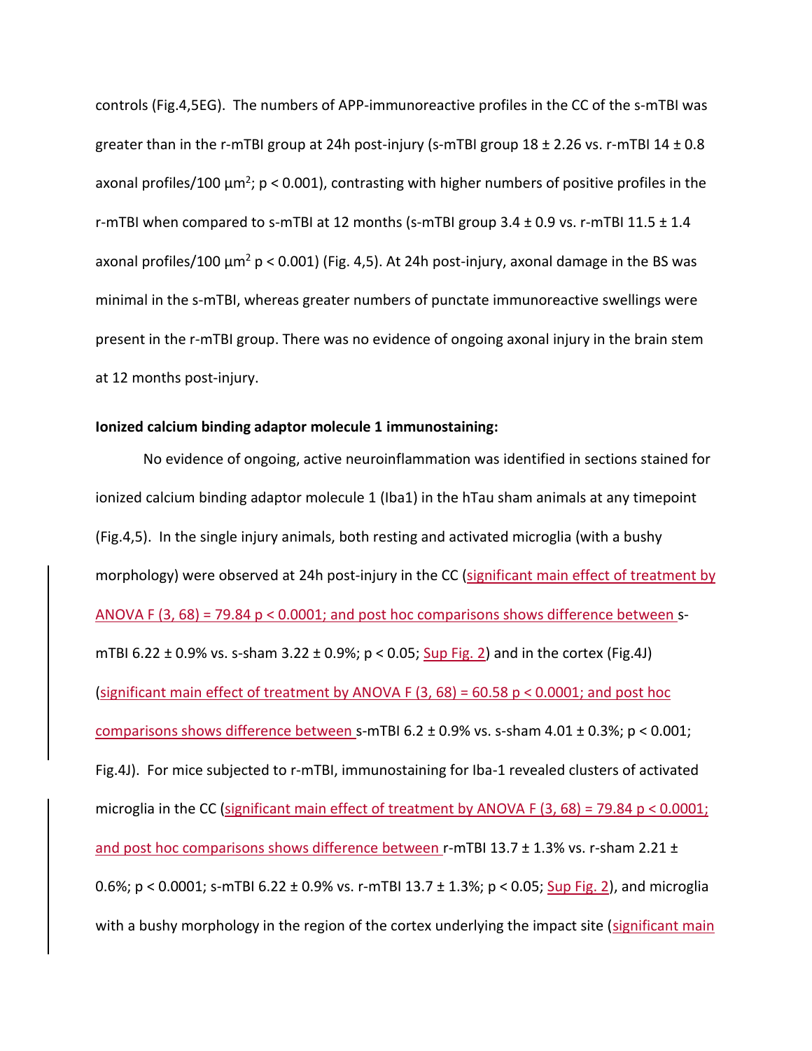controls (Fig.4,5EG). The numbers of APP-immunoreactive profiles in the CC of the s-mTBI was greater than in the r-mTBI group at 24h post-injury (s-mTBI group 18 ± 2.26 vs. r-mTBI 14 ± 0.8 axonal profiles/100 μm$^2$; $p < 0.001$), contrasting with higher numbers of positive profiles in the r-mTBI when compared to s-mTBI at 12 months (s-mTBI group 3.4 ± 0.9 vs. r-mTBI 11.5 ± 1.4 axonal profiles/100 μm$^2$ $p < 0.001$) (Fig. 4,5). At 24h post-injury, axonal damage in the BS was minimal in the s-mTBI, whereas greater numbers of punctate immunoreactive swellings were present in the r-mTBI group. There was no evidence of ongoing axonal injury in the brain stem at 12 months post-injury.

**Ionized calcium binding adaptor molecule 1 immunostaining:**

No evidence of ongoing, active neuroinflammation was identified in sections stained for ionized calcium binding adaptor molecule 1 (Iba1) in the hTau sham animals at any timepoint (Fig.4,5). In the single injury animals, both resting and activated microglia (with a bushy morphology) were observed at 24h post-injury in the CC (significant main effect of treatment by ANOVA $F (3, 68) = 79.84$ $p < 0.0001$; and post hoc comparisons shows difference between s-mTBI 6.22 ± 0.9% vs. s-sham 3.22 ± 0.9%; $p < 0.05$; Sup Fig. 2) and in the cortex (Fig.4J) (significant main effect of treatment by ANOVA $F (3, 68) = 60.58$ $p < 0.0001$; and post hoc comparisons shows difference between s-mTBI 6.2 ± 0.9% vs. s-sham 4.01 ± 0.3%; $p < 0.001$; Fig.4J). For mice subjected to r-mTBI, immunostaining for Iba-1 revealed clusters of activated microglia in the CC (significant main effect of treatment by ANOVA $F (3, 68) = 79.84$ $p < 0.0001$; and post hoc comparisons shows difference between r-mTBI 13.7 ± 1.3% vs. r-sham 2.21 ± 0.6%; $p < 0.0001$; s-mTBI 6.22 ± 0.9% vs. r-mTBI 13.7 ± 1.3%; $p < 0.05$; Sup Fig. 2), and microglia with a bushy morphology in the region of the cortex underlying the impact site (significant main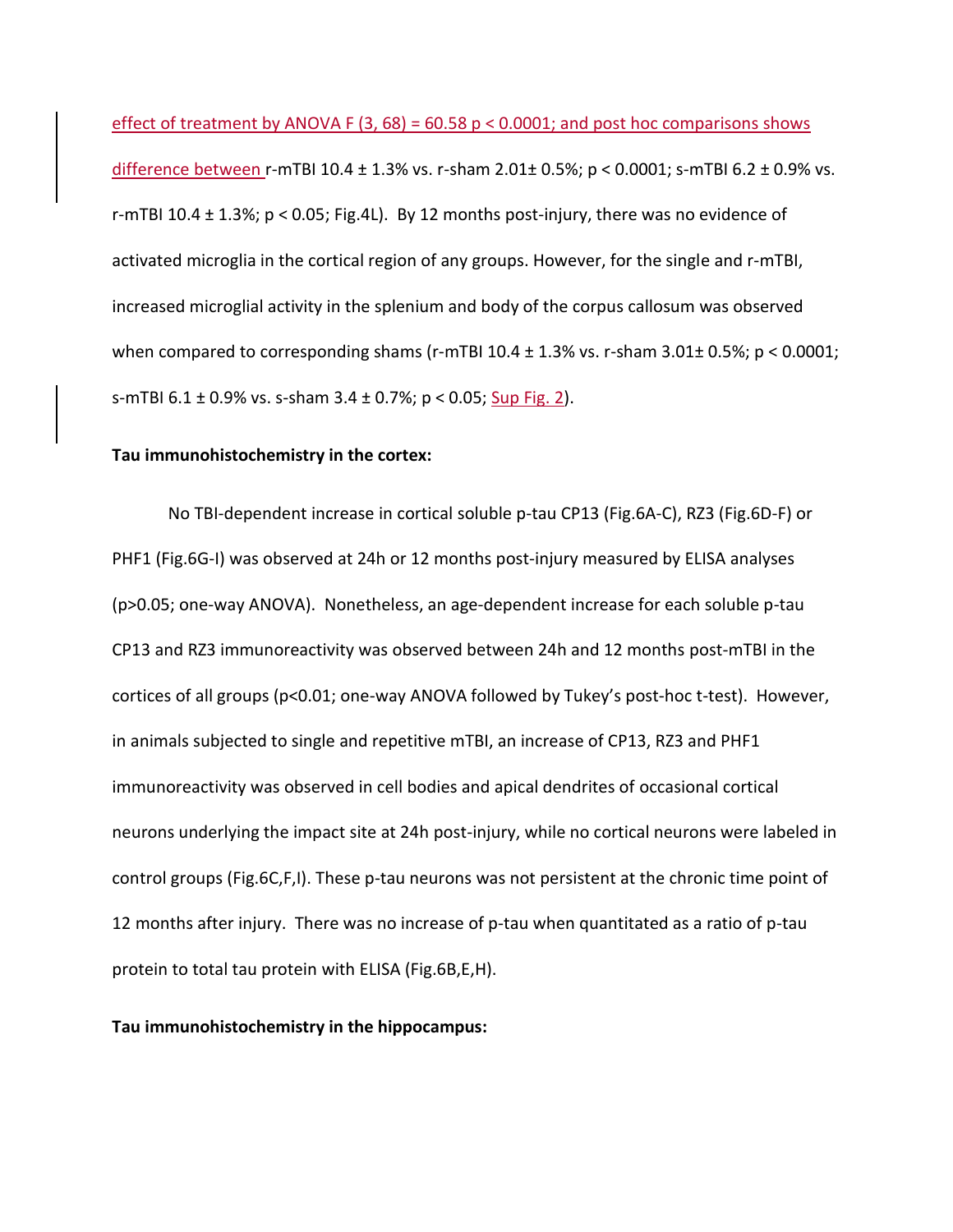effect of treatment by ANOVA $F(3, 68) = 60.58$ $p < 0.0001$; and post hoc comparisons shows difference between r-mTBI 10.4 ± 1.3% vs. r-sham 2.01± 0.5%; $p < 0.0001$; s-mTBI 6.2 ± 0.9% vs. r-mTBI 10.4 ± 1.3%; $p < 0.05$; Fig.4L). By 12 months post-injury, there was no evidence of activated microglia in the cortical region of any groups. However, for the single and r-mTBI, increased microglial activity in the splenium and body of the corpus callosum was observed when compared to corresponding shams (r-mTBI 10.4 ± 1.3% vs. r-sham 3.01± 0.5%; $p < 0.0001$; s-mTBI 6.1 ± 0.9% vs. s-sham 3.4 ± 0.7%; $p < 0.05$; Sup Fig. 2).

**Tau immunohistochemistry in the cortex:**

No TBI-dependent increase in cortical soluble p-tau CP13 (Fig.6A-C), RZ3 (Fig.6D-F) or PHF1 (Fig.6G-I) was observed at 24h or 12 months post-injury measured by ELISA analyses ($p>0.05$; one-way ANOVA). Nonetheless, an age-dependent increase for each soluble p-tau CP13 and RZ3 immunoreactivity was observed between 24h and 12 months post-mTBI in the cortices of all groups ($p<0.01$; one-way ANOVA followed by Tukey's post-hoc t-test). However, in animals subjected to single and repetitive mTBI, an increase of CP13, RZ3 and PHF1 immunoreactivity was observed in cell bodies and apical dendrites of occasional cortical neurons underlying the impact site at 24h post-injury, while no cortical neurons were labeled in control groups (Fig.6C,F,I). These p-tau neurons was not persistent at the chronic time point of 12 months after injury. There was no increase of p-tau when quantitated as a ratio of p-tau protein to total tau protein with ELISA (Fig.6B,E,H).

**Tau immunohistochemistry in the hippocampus:**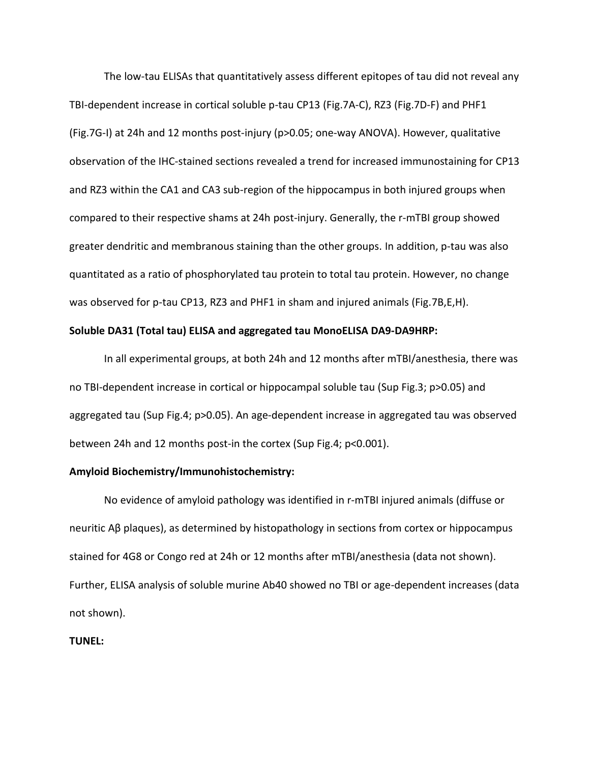The low-tau ELISAs that quantitatively assess different epitopes of tau did not reveal any TBI-dependent increase in cortical soluble p-tau CP13 (Fig.7A-C), RZ3 (Fig.7D-F) and PHF1 (Fig.7G-I) at 24h and 12 months post-injury ($p>0.05$; one-way ANOVA). However, qualitative observation of the IHC-stained sections revealed a trend for increased immunostaining for CP13 and RZ3 within the CA1 and CA3 sub-region of the hippocampus in both injured groups when compared to their respective shams at 24h post-injury. Generally, the r-mTBI group showed greater dendritic and membranous staining than the other groups. In addition, p-tau was also quantitated as a ratio of phosphorylated tau protein to total tau protein. However, no change was observed for p-tau CP13, RZ3 and PHF1 in sham and injured animals (Fig.7B,E,H).

**Soluble DA31 (Total tau) ELISA and aggregated tau MonoELISA DA9-DA9HRP:**

In all experimental groups, at both 24h and 12 months after mTBI/anesthesia, there was no TBI-dependent increase in cortical or hippocampal soluble tau (Sup Fig.3; $p>0.05$) and aggregated tau (Sup Fig.4; $p>0.05$). An age-dependent increase in aggregated tau was observed between 24h and 12 months post-in the cortex (Sup Fig.4; $p<0.001$).

**Amyloid Biochemistry/Immunohistochemistry:**

No evidence of amyloid pathology was identified in r-mTBI injured animals (diffuse or neuritic Aβ plaques), as determined by histopathology in sections from cortex or hippocampus stained for 4G8 or Congo red at 24h or 12 months after mTBI/anesthesia (data not shown). Further, ELISA analysis of soluble murine Ab40 showed no TBI or age-dependent increases (data not shown).

**TUNEL:**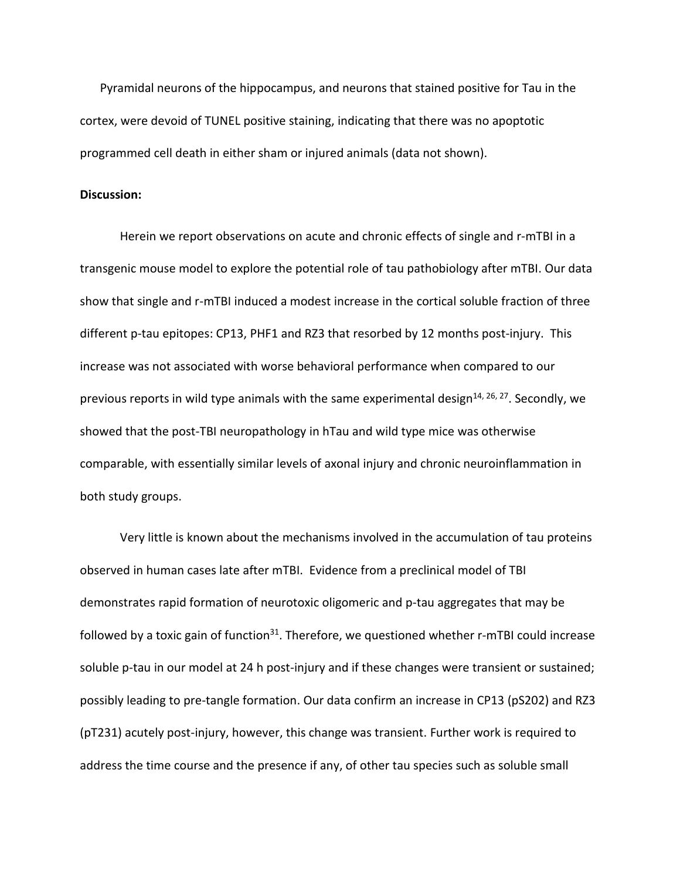Pyramidal neurons of the hippocampus, and neurons that stained positive for Tau in the cortex, were devoid of TUNEL positive staining, indicating that there was no apoptotic programmed cell death in either sham or injured animals (data not shown).

**Discussion:**

Herein we report observations on acute and chronic effects of single and r-mTBI in a transgenic mouse model to explore the potential role of tau pathobiology after mTBI. Our data show that single and r-mTBI induced a modest increase in the cortical soluble fraction of three different p-tau epitopes: CP13, PHF1 and RZ3 that resorbed by 12 months post-injury. This increase was not associated with worse behavioral performance when compared to our previous reports in wild type animals with the same experimental design[14, 26, 27]. Secondly, we showed that the post-TBI neuropathology in hTau and wild type mice was otherwise comparable, with essentially similar levels of axonal injury and chronic neuroinflammation in both study groups.

Very little is known about the mechanisms involved in the accumulation of tau proteins observed in human cases late after mTBI. Evidence from a preclinical model of TBI demonstrates rapid formation of neurotoxic oligomeric and p-tau aggregates that may be followed by a toxic gain of function[31]. Therefore, we questioned whether r-mTBI could increase soluble p-tau in our model at 24 h post-injury and if these changes were transient or sustained; possibly leading to pre-tangle formation. Our data confirm an increase in CP13 (pS202) and RZ3 (pT231) acutely post-injury, however, this change was transient. Further work is required to address the time course and the presence if any, of other tau species such as soluble small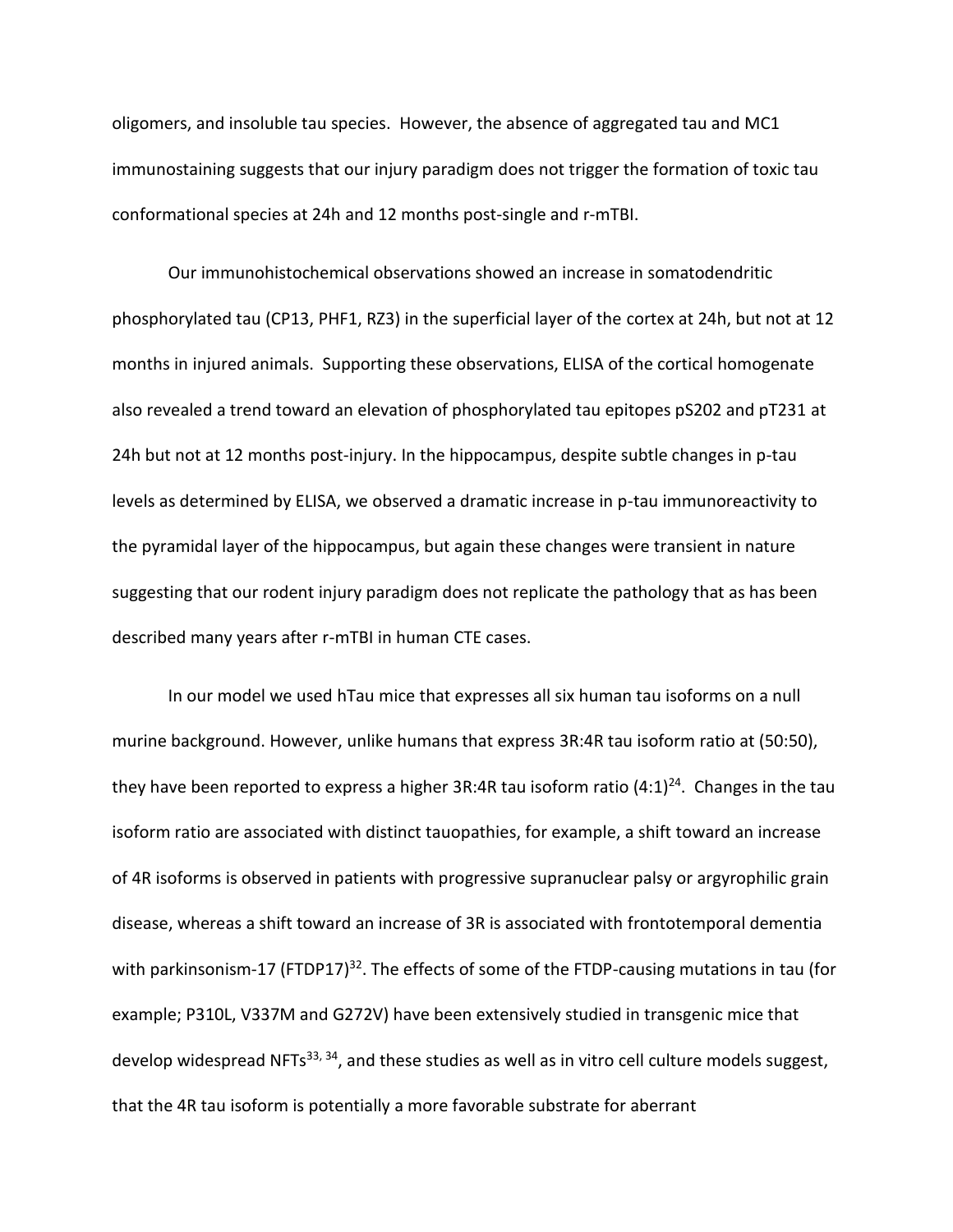oligomers, and insoluble tau species. However, the absence of aggregated tau and MC1 immunostaining suggests that our injury paradigm does not trigger the formation of toxic tau conformational species at 24h and 12 months post-single and r-mTBI.

Our immunohistochemical observations showed an increase in somatodendritic phosphorylated tau (CP13, PHF1, RZ3) in the superficial layer of the cortex at 24h, but not at 12 months in injured animals. Supporting these observations, ELISA of the cortical homogenate also revealed a trend toward an elevation of phosphorylated tau epitopes pS202 and pT231 at 24h but not at 12 months post-injury. In the hippocampus, despite subtle changes in p-tau levels as determined by ELISA, we observed a dramatic increase in p-tau immunoreactivity to the pyramidal layer of the hippocampus, but again these changes were transient in nature suggesting that our rodent injury paradigm does not replicate the pathology that as has been described many years after r-mTBI in human CTE cases.

In our model we used hTau mice that expresses all six human tau isoforms on a null murine background. However, unlike humans that express 3R:4R tau isoform ratio at (50:50), they have been reported to express a higher 3R:4R tau isoform ratio (4:1)[24]. Changes in the tau isoform ratio are associated with distinct tauopathies, for example, a shift toward an increase of 4R isoforms is observed in patients with progressive supranuclear palsy or argyrophilic grain disease, whereas a shift toward an increase of 3R is associated with frontotemporal dementia with parkinsonism-17 (FTDP17)[32]. The effects of some of the FTDP-causing mutations in tau (for example; P310L, V337M and G272V) have been extensively studied in transgenic mice that develop widespread NFTs[33, 34], and these studies as well as in vitro cell culture models suggest, that the 4R tau isoform is potentially a more favorable substrate for aberrant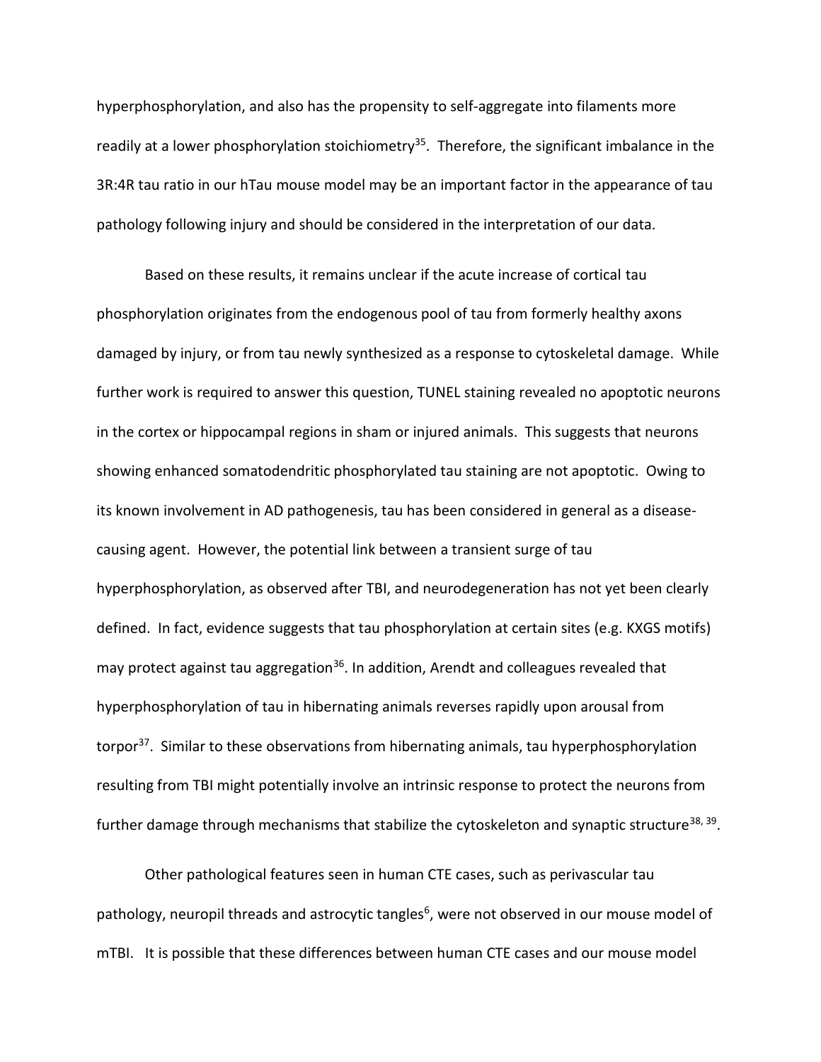hyperphosphorylation, and also has the propensity to self-aggregate into filaments more readily at a lower phosphorylation stoichiometry[35]. Therefore, the significant imbalance in the 3R:4R tau ratio in our hTau mouse model may be an important factor in the appearance of tau pathology following injury and should be considered in the interpretation of our data.

Based on these results, it remains unclear if the acute increase of cortical tau phosphorylation originates from the endogenous pool of tau from formerly healthy axons damaged by injury, or from tau newly synthesized as a response to cytoskeletal damage. While further work is required to answer this question, TUNEL staining revealed no apoptotic neurons in the cortex or hippocampal regions in sham or injured animals. This suggests that neurons showing enhanced somatodendritic phosphorylated tau staining are not apoptotic. Owing to its known involvement in AD pathogenesis, tau has been considered in general as a disease-causing agent. However, the potential link between a transient surge of tau hyperphosphorylation, as observed after TBI, and neurodegeneration has not yet been clearly defined. In fact, evidence suggests that tau phosphorylation at certain sites (e.g. KXGS motifs) may protect against tau aggregation[36]. In addition, Arendt and colleagues revealed that hyperphosphorylation of tau in hibernating animals reverses rapidly upon arousal from torpor[37]. Similar to these observations from hibernating animals, tau hyperphosphorylation resulting from TBI might potentially involve an intrinsic response to protect the neurons from further damage through mechanisms that stabilize the cytoskeleton and synaptic structure[38, 39].

Other pathological features seen in human CTE cases, such as perivascular tau pathology, neuropil threads and astrocytic tangles[6], were not observed in our mouse model of mTBI. It is possible that these differences between human CTE cases and our mouse model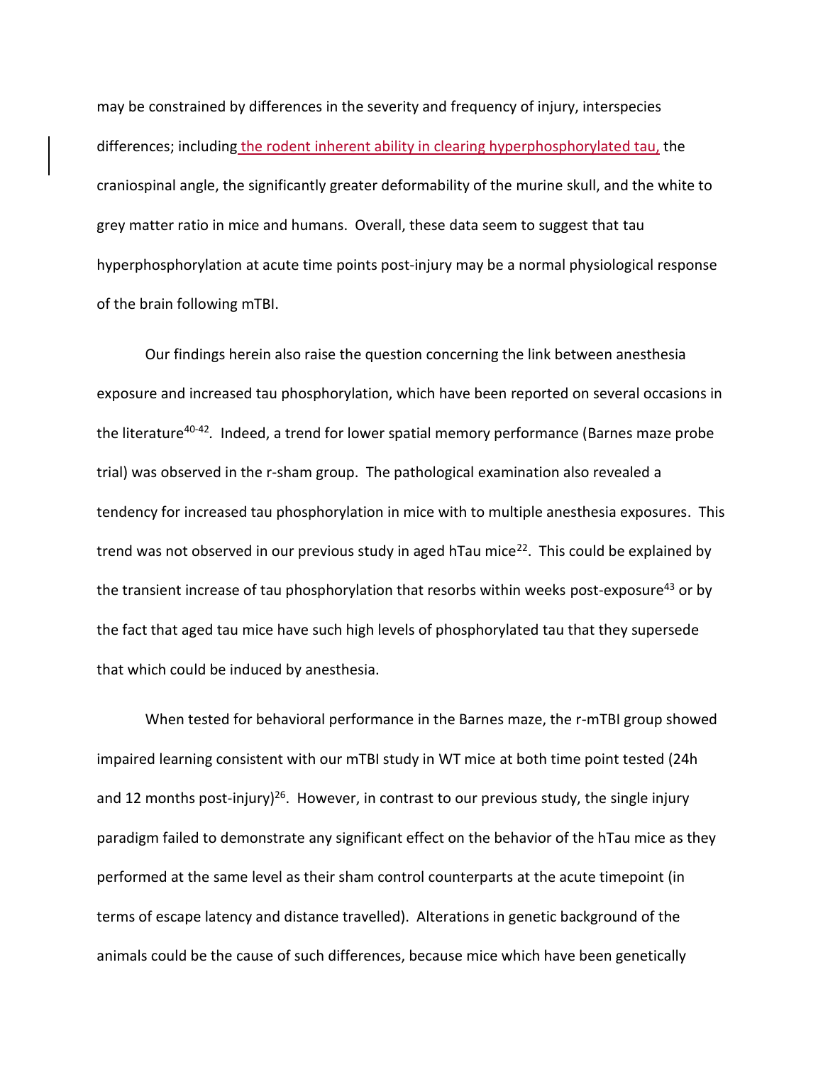may be constrained by differences in the severity and frequency of injury, interspecies differences; including the rodent inherent ability in clearing hyperphosphorylated tau, the craniospinal angle, the significantly greater deformability of the murine skull, and the white to grey matter ratio in mice and humans. Overall, these data seem to suggest that tau hyperphosphorylation at acute time points post-injury may be a normal physiological response of the brain following mTBI.

Our findings herein also raise the question concerning the link between anesthesia exposure and increased tau phosphorylation, which have been reported on several occasions in the literature[40-42]. Indeed, a trend for lower spatial memory performance (Barnes maze probe trial) was observed in the r-sham group. The pathological examination also revealed a tendency for increased tau phosphorylation in mice with to multiple anesthesia exposures. This trend was not observed in our previous study in aged hTau mice[22]. This could be explained by the transient increase of tau phosphorylation that resorbs within weeks post-exposure[43] or by the fact that aged tau mice have such high levels of phosphorylated tau that they supersede that which could be induced by anesthesia.

When tested for behavioral performance in the Barnes maze, the r-mTBI group showed impaired learning consistent with our mTBI study in WT mice at both time point tested (24h and 12 months post-injury)[26]. However, in contrast to our previous study, the single injury paradigm failed to demonstrate any significant effect on the behavior of the hTau mice as they performed at the same level as their sham control counterparts at the acute timepoint (in terms of escape latency and distance travelled). Alterations in genetic background of the animals could be the cause of such differences, because mice which have been genetically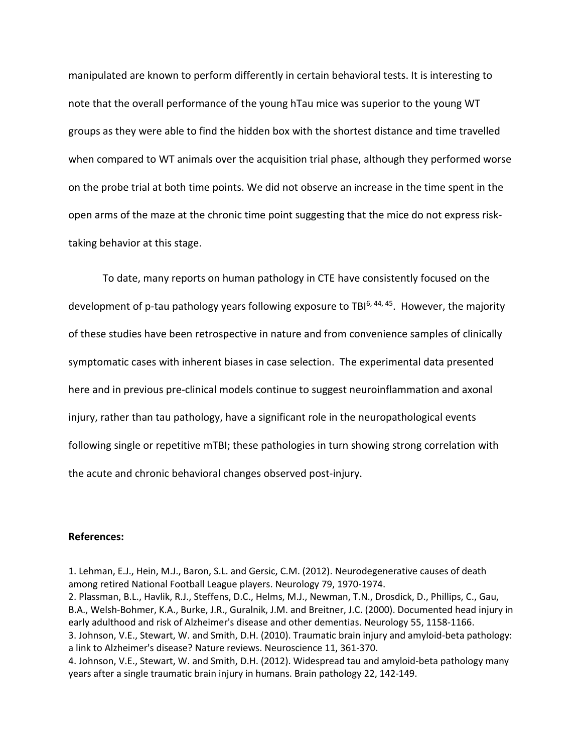manipulated are known to perform differently in certain behavioral tests. It is interesting to note that the overall performance of the young hTau mice was superior to the young WT groups as they were able to find the hidden box with the shortest distance and time travelled when compared to WT animals over the acquisition trial phase, although they performed worse on the probe trial at both time points. We did not observe an increase in the time spent in the open arms of the maze at the chronic time point suggesting that the mice do not express risk-taking behavior at this stage.

To date, many reports on human pathology in CTE have consistently focused on the development of p-tau pathology years following exposure to TBI[6, 44, 45]. However, the majority of these studies have been retrospective in nature and from convenience samples of clinically symptomatic cases with inherent biases in case selection. The experimental data presented here and in previous pre-clinical models continue to suggest neuroinflammation and axonal injury, rather than tau pathology, have a significant role in the neuropathological events following single or repetitive mTBI; these pathologies in turn showing strong correlation with the acute and chronic behavioral changes observed post-injury.

**References:**

1. Lehman, E.J., Hein, M.J., Baron, S.L. and Gersic, C.M. (2012). Neurodegenerative causes of death among retired National Football League players. Neurology 79, 1970-1974.
2. Plassman, B.L., Havlik, R.J., Steffens, D.C., Helms, M.J., Newman, T.N., Drosdick, D., Phillips, C., Gau, B.A., Welsh-Bohmer, K.A., Burke, J.R., Guralnik, J.M. and Breitner, J.C. (2000). Documented head injury in early adulthood and risk of Alzheimer's disease and other dementias. Neurology 55, 1158-1166.
3. Johnson, V.E., Stewart, W. and Smith, D.H. (2010). Traumatic brain injury and amyloid-beta pathology: a link to Alzheimer's disease? Nature reviews. Neuroscience 11, 361-370.
4. Johnson, V.E., Stewart, W. and Smith, D.H. (2012). Widespread tau and amyloid-beta pathology many years after a single traumatic brain injury in humans. Brain pathology 22, 142-149.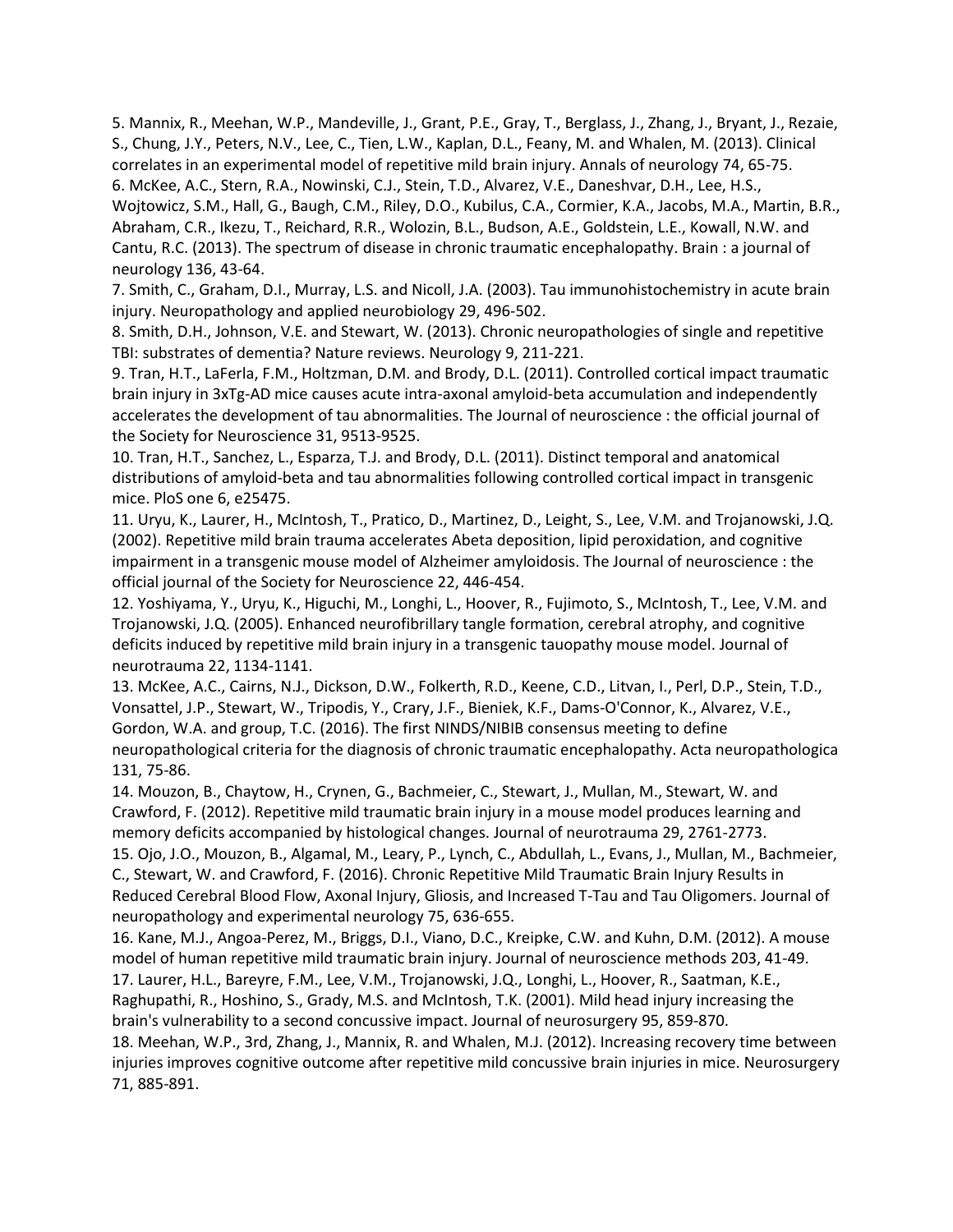5. Mannix, R., Meehan, W.P., Mandeville, J., Grant, P.E., Gray, T., Berglass, J., Zhang, J., Bryant, J., Rezaie, S., Chung, J.Y., Peters, N.V., Lee, C., Tien, L.W., Kaplan, D.L., Feany, M. and Whalen, M. (2013). Clinical correlates in an experimental model of repetitive mild brain injury. Annals of neurology 74, 65-75.

6. McKee, A.C., Stern, R.A., Nowinski, C.J., Stein, T.D., Alvarez, V.E., Daneshvar, D.H., Lee, H.S., Wojtowicz, S.M., Hall, G., Baugh, C.M., Riley, D.O., Kubilus, C.A., Cormier, K.A., Jacobs, M.A., Martin, B.R., Abraham, C.R., Ikezu, T., Reichard, R.R., Wolozin, B.L., Budson, A.E., Goldstein, L.E., Kowall, N.W. and Cantu, R.C. (2013). The spectrum of disease in chronic traumatic encephalopathy. Brain : a journal of neurology 136, 43-64.

7. Smith, C., Graham, D.I., Murray, L.S. and Nicoll, J.A. (2003). Tau immunohistochemistry in acute brain injury. Neuropathology and applied neurobiology 29, 496-502.

8. Smith, D.H., Johnson, V.E. and Stewart, W. (2013). Chronic neuropathologies of single and repetitive TBI: substrates of dementia? Nature reviews. Neurology 9, 211-221.

9. Tran, H.T., LaFerla, F.M., Holtzman, D.M. and Brody, D.L. (2011). Controlled cortical impact traumatic brain injury in 3xTg-AD mice causes acute intra-axonal amyloid-beta accumulation and independently accelerates the development of tau abnormalities. The Journal of neuroscience : the official journal of the Society for Neuroscience 31, 9513-9525.

10. Tran, H.T., Sanchez, L., Esparza, T.J. and Brody, D.L. (2011). Distinct temporal and anatomical distributions of amyloid-beta and tau abnormalities following controlled cortical impact in transgenic mice. PloS one 6, e25475.

11. Uryu, K., Laurer, H., McIntosh, T., Pratico, D., Martinez, D., Leight, S., Lee, V.M. and Trojanowski, J.Q. (2002). Repetitive mild brain trauma accelerates Abeta deposition, lipid peroxidation, and cognitive impairment in a transgenic mouse model of Alzheimer amyloidosis. The Journal of neuroscience : the official journal of the Society for Neuroscience 22, 446-454.

12. Yoshiyama, Y., Uryu, K., Higuchi, M., Longhi, L., Hoover, R., Fujimoto, S., McIntosh, T., Lee, V.M. and Trojanowski, J.Q. (2005). Enhanced neurofibrillary tangle formation, cerebral atrophy, and cognitive deficits induced by repetitive mild brain injury in a transgenic tauopathy mouse model. Journal of neurotrauma 22, 1134-1141.

13. McKee, A.C., Cairns, N.J., Dickson, D.W., Folkerth, R.D., Keene, C.D., Litvan, I., Perl, D.P., Stein, T.D., Vonsattel, J.P., Stewart, W., Tripodis, Y., Crary, J.F., Bieniek, K.F., Dams-O'Connor, K., Alvarez, V.E., Gordon, W.A. and group, T.C. (2016). The first NINDS/NIBIB consensus meeting to define neuropathological criteria for the diagnosis of chronic traumatic encephalopathy. Acta neuropathologica 131, 75-86.

14. Mouzon, B., Chaytow, H., Crynen, G., Bachmeier, C., Stewart, J., Mullan, M., Stewart, W. and Crawford, F. (2012). Repetitive mild traumatic brain injury in a mouse model produces learning and memory deficits accompanied by histological changes. Journal of neurotrauma 29, 2761-2773.

15. Ojo, J.O., Mouzon, B., Algamal, M., Leary, P., Lynch, C., Abdullah, L., Evans, J., Mullan, M., Bachmeier, C., Stewart, W. and Crawford, F. (2016). Chronic Repetitive Mild Traumatic Brain Injury Results in Reduced Cerebral Blood Flow, Axonal Injury, Gliosis, and Increased T-Tau and Tau Oligomers. Journal of neuropathology and experimental neurology 75, 636-655.

16. Kane, M.J., Angoa-Perez, M., Briggs, D.I., Viano, D.C., Kreipke, C.W. and Kuhn, D.M. (2012). A mouse model of human repetitive mild traumatic brain injury. Journal of neuroscience methods 203, 41-49.

17. Laurer, H.L., Bareyre, F.M., Lee, V.M., Trojanowski, J.Q., Longhi, L., Hoover, R., Saatman, K.E., Raghupathi, R., Hoshino, S., Grady, M.S. and McIntosh, T.K. (2001). Mild head injury increasing the brain's vulnerability to a second concussive impact. Journal of neurosurgery 95, 859-870.

18. Meehan, W.P., 3rd, Zhang, J., Mannix, R. and Whalen, M.J. (2012). Increasing recovery time between injuries improves cognitive outcome after repetitive mild concussive brain injuries in mice. Neurosurgery 71, 885-891.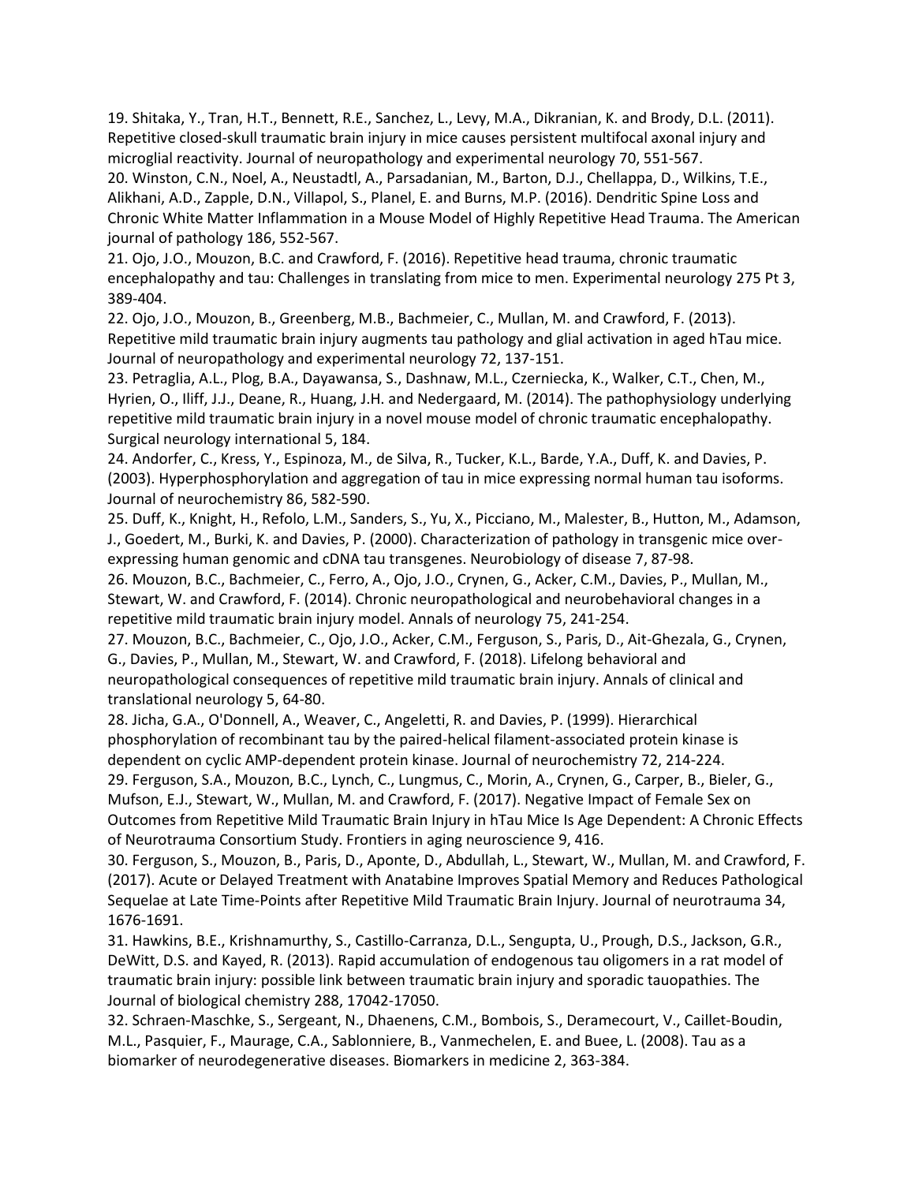19. Shitaka, Y., Tran, H.T., Bennett, R.E., Sanchez, L., Levy, M.A., Dikranian, K. and Brody, D.L. (2011). Repetitive closed-skull traumatic brain injury in mice causes persistent multifocal axonal injury and microglial reactivity. Journal of neuropathology and experimental neurology 70, 551-567.

20. Winston, C.N., Noel, A., Neustadtl, A., Parsadanian, M., Barton, D.J., Chellappa, D., Wilkins, T.E., Alikhani, A.D., Zapple, D.N., Villapol, S., Planel, E. and Burns, M.P. (2016). Dendritic Spine Loss and Chronic White Matter Inflammation in a Mouse Model of Highly Repetitive Head Trauma. The American journal of pathology 186, 552-567.

21. Ojo, J.O., Mouzon, B.C. and Crawford, F. (2016). Repetitive head trauma, chronic traumatic encephalopathy and tau: Challenges in translating from mice to men. Experimental neurology 275 Pt 3, 389-404.

22. Ojo, J.O., Mouzon, B., Greenberg, M.B., Bachmeier, C., Mullan, M. and Crawford, F. (2013). Repetitive mild traumatic brain injury augments tau pathology and glial activation in aged hTau mice. Journal of neuropathology and experimental neurology 72, 137-151.

23. Petraglia, A.L., Plog, B.A., Dayawansa, S., Dashnaw, M.L., Czerniecka, K., Walker, C.T., Chen, M., Hyrien, O., Iliff, J.J., Deane, R., Huang, J.H. and Nedergaard, M. (2014). The pathophysiology underlying repetitive mild traumatic brain injury in a novel mouse model of chronic traumatic encephalopathy. Surgical neurology international 5, 184.

24. Andorfer, C., Kress, Y., Espinoza, M., de Silva, R., Tucker, K.L., Barde, Y.A., Duff, K. and Davies, P. (2003). Hyperphosphorylation and aggregation of tau in mice expressing normal human tau isoforms. Journal of neurochemistry 86, 582-590.

25. Duff, K., Knight, H., Refolo, L.M., Sanders, S., Yu, X., Picciano, M., Malester, B., Hutton, M., Adamson, J., Goedert, M., Burki, K. and Davies, P. (2000). Characterization of pathology in transgenic mice over-expressing human genomic and cDNA tau transgenes. Neurobiology of disease 7, 87-98.

26. Mouzon, B.C., Bachmeier, C., Ferro, A., Ojo, J.O., Crynen, G., Acker, C.M., Davies, P., Mullan, M., Stewart, W. and Crawford, F. (2014). Chronic neuropathological and neurobehavioral changes in a repetitive mild traumatic brain injury model. Annals of neurology 75, 241-254.

27. Mouzon, B.C., Bachmeier, C., Ojo, J.O., Acker, C.M., Ferguson, S., Paris, D., Ait-Ghezala, G., Crynen, G., Davies, P., Mullan, M., Stewart, W. and Crawford, F. (2018). Lifelong behavioral and neuropathological consequences of repetitive mild traumatic brain injury. Annals of clinical and translational neurology 5, 64-80.

28. Jicha, G.A., O'Donnell, A., Weaver, C., Angeletti, R. and Davies, P. (1999). Hierarchical phosphorylation of recombinant tau by the paired-helical filament-associated protein kinase is dependent on cyclic AMP-dependent protein kinase. Journal of neurochemistry 72, 214-224.

29. Ferguson, S.A., Mouzon, B.C., Lynch, C., Lungmus, C., Morin, A., Crynen, G., Carper, B., Bieler, G., Mufson, E.J., Stewart, W., Mullan, M. and Crawford, F. (2017). Negative Impact of Female Sex on Outcomes from Repetitive Mild Traumatic Brain Injury in hTau Mice Is Age Dependent: A Chronic Effects of Neurotrauma Consortium Study. Frontiers in aging neuroscience 9, 416.

30. Ferguson, S., Mouzon, B., Paris, D., Aponte, D., Abdullah, L., Stewart, W., Mullan, M. and Crawford, F. (2017). Acute or Delayed Treatment with Anatabine Improves Spatial Memory and Reduces Pathological Sequelae at Late Time-Points after Repetitive Mild Traumatic Brain Injury. Journal of neurotrauma 34, 1676-1691.

31. Hawkins, B.E., Krishnamurthy, S., Castillo-Carranza, D.L., Sengupta, U., Prough, D.S., Jackson, G.R., DeWitt, D.S. and Kayed, R. (2013). Rapid accumulation of endogenous tau oligomers in a rat model of traumatic brain injury: possible link between traumatic brain injury and sporadic tauopathies. The Journal of biological chemistry 288, 17042-17050.

32. Schraen-Maschke, S., Sergeant, N., Dhaenens, C.M., Bombois, S., Deramecourt, V., Caillet-Boudin, M.L., Pasquier, F., Maurage, C.A., Sablonniere, B., Vanmechelen, E. and Buee, L. (2008). Tau as a biomarker of neurodegenerative diseases. Biomarkers in medicine 2, 363-384.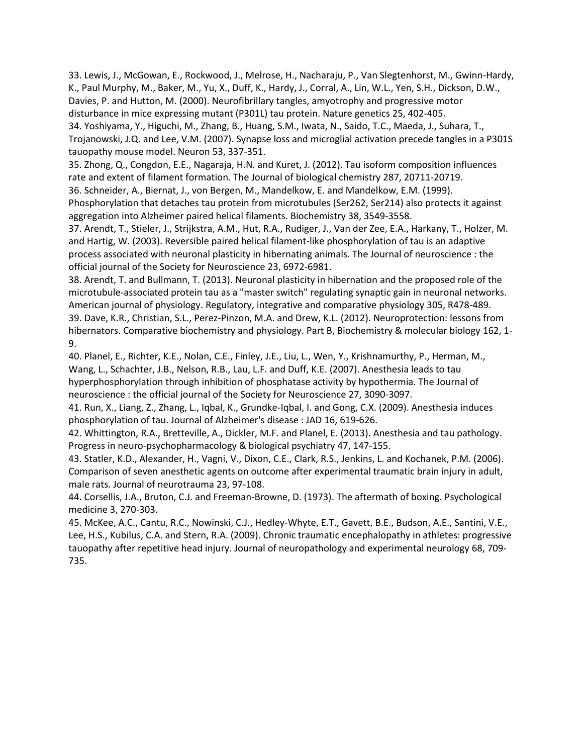33. Lewis, J., McGowan, E., Rockwood, J., Melrose, H., Nacharaju, P., Van Slegtenhorst, M., Gwinn-Hardy, K., Paul Murphy, M., Baker, M., Yu, X., Duff, K., Hardy, J., Corral, A., Lin, W.L., Yen, S.H., Dickson, D.W., Davies, P. and Hutton, M. (2000). Neurofibrillary tangles, amyotrophy and progressive motor disturbance in mice expressing mutant (P301L) tau protein. Nature genetics 25, 402-405.

34. Yoshiyama, Y., Higuchi, M., Zhang, B., Huang, S.M., Iwata, N., Saido, T.C., Maeda, J., Suhara, T., Trojanowski, J.Q. and Lee, V.M. (2007). Synapse loss and microglial activation precede tangles in a P301S tauopathy mouse model. Neuron 53, 337-351.

35. Zhong, Q., Congdon, E.E., Nagaraja, H.N. and Kuret, J. (2012). Tau isoform composition influences rate and extent of filament formation. The Journal of biological chemistry 287, 20711-20719.

36. Schneider, A., Biernat, J., von Bergen, M., Mandelkow, E. and Mandelkow, E.M. (1999). Phosphorylation that detaches tau protein from microtubules (Ser262, Ser214) also protects it against aggregation into Alzheimer paired helical filaments. Biochemistry 38, 3549-3558.

37. Arendt, T., Stieler, J., Strijkstra, A.M., Hut, R.A., Rudiger, J., Van der Zee, E.A., Harkany, T., Holzer, M. and Hartig, W. (2003). Reversible paired helical filament-like phosphorylation of tau is an adaptive process associated with neuronal plasticity in hibernating animals. The Journal of neuroscience : the official journal of the Society for Neuroscience 23, 6972-6981.

38. Arendt, T. and Bullmann, T. (2013). Neuronal plasticity in hibernation and the proposed role of the microtubule-associated protein tau as a "master switch" regulating synaptic gain in neuronal networks. American journal of physiology. Regulatory, integrative and comparative physiology 305, R478-489.

39. Dave, K.R., Christian, S.L., Perez-Pinzon, M.A. and Drew, K.L. (2012). Neuroprotection: lessons from hibernators. Comparative biochemistry and physiology. Part B, Biochemistry & molecular biology 162, 1-9.

40. Planel, E., Richter, K.E., Nolan, C.E., Finley, J.E., Liu, L., Wen, Y., Krishnamurthy, P., Herman, M., Wang, L., Schachter, J.B., Nelson, R.B., Lau, L.F. and Duff, K.E. (2007). Anesthesia leads to tau hyperphosphorylation through inhibition of phosphatase activity by hypothermia. The Journal of neuroscience : the official journal of the Society for Neuroscience 27, 3090-3097.

41. Run, X., Liang, Z., Zhang, L., Iqbal, K., Grundke-Iqbal, I. and Gong, C.X. (2009). Anesthesia induces phosphorylation of tau. Journal of Alzheimer's disease : JAD 16, 619-626.

42. Whittington, R.A., Bretteville, A., Dickler, M.F. and Planel, E. (2013). Anesthesia and tau pathology. Progress in neuro-psychopharmacology & biological psychiatry 47, 147-155.

43. Statler, K.D., Alexander, H., Vagni, V., Dixon, C.E., Clark, R.S., Jenkins, L. and Kochanek, P.M. (2006). Comparison of seven anesthetic agents on outcome after experimental traumatic brain injury in adult, male rats. Journal of neurotrauma 23, 97-108.

44. Corsellis, J.A., Bruton, C.J. and Freeman-Browne, D. (1973). The aftermath of boxing. Psychological medicine 3, 270-303.

45. McKee, A.C., Cantu, R.C., Nowinski, C.J., Hedley-Whyte, E.T., Gavett, B.E., Budson, A.E., Santini, V.E., Lee, H.S., Kubilus, C.A. and Stern, R.A. (2009). Chronic traumatic encephalopathy in athletes: progressive tauopathy after repetitive head injury. Journal of neuropathology and experimental neurology 68, 709-735.